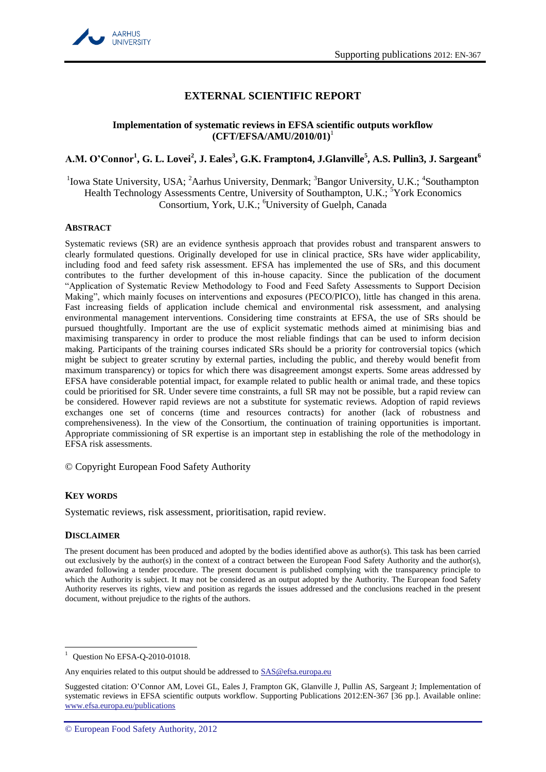# EXTERNAL SCIENTIFIC REPORT

## Implementation of systematic reviews in EFSA scientific outputs workflow (CFT/EFSA/AMU/2010/01)[1]

**A.M. O'Connor[1], G. L. Lovei[2], J. Eales[3], G.K. Frampton4, J.Glanville[5], A.S. Pullin3, J. Sargeant[6]**

[1]Iowa State University, USA; [2]Aarhus University, Denmark; [3]Bangor University, U.K.; [4]Southampton Health Technology Assessments Centre, University of Southampton, U.K.; [5]York Economics Consortium, York, U.K.; [6]University of Guelph, Canada

### ABSTRACT

Systematic reviews (SR) are an evidence synthesis approach that provides robust and transparent answers to clearly formulated questions. Originally developed for use in clinical practice, SRs have wider applicability, including food and feed safety risk assessment. EFSA has implemented the use of SRs, and this document contributes to the further development of this in-house capacity. Since the publication of the document "Application of Systematic Review Methodology to Food and Feed Safety Assessments to Support Decision Making", which mainly focuses on interventions and exposures (PECO/PICO), little has changed in this arena. Fast increasing fields of application include chemical and environmental risk assessment, and analysing environmental management interventions. Considering time constraints at EFSA, the use of SRs should be pursued thoughtfully. Important are the use of explicit systematic methods aimed at minimising bias and maximising transparency in order to produce the most reliable findings that can be used to inform decision making. Participants of the training courses indicated SRs should be a priority for controversial topics (which might be subject to greater scrutiny by external parties, including the public, and thereby would benefit from maximum transparency) or topics for which there was disagreement amongst experts. Some areas addressed by EFSA have considerable potential impact, for example related to public health or animal trade, and these topics could be prioritised for SR. Under severe time constraints, a full SR may not be possible, but a rapid review can be considered. However rapid reviews are not a substitute for systematic reviews. Adoption of rapid reviews exchanges one set of concerns (time and resources contracts) for another (lack of robustness and comprehensiveness). In the view of the Consortium, the continuation of training opportunities is important. Appropriate commissioning of SR expertise is an important step in establishing the role of the methodology in EFSA risk assessments.

© Copyright European Food Safety Authority

### KEY WORDS

Systematic reviews, risk assessment, prioritisation, rapid review.

### DISCLAIMER

The present document has been produced and adopted by the bodies identified above as author(s). This task has been carried out exclusively by the author(s) in the context of a contract between the European Food Safety Authority and the author(s), awarded following a tender procedure. The present document is published complying with the transparency principle to which the Authority is subject. It may not be considered as an output adopted by the Authority. The European food Safety Authority reserves its rights, view and position as regards the issues addressed and the conclusions reached in the present document, without prejudice to the rights of the authors.

---

[1] Question No EFSA-Q-2010-01018.

Any enquiries related to this output should be addressed to SAS@efsa.europa.eu

Suggested citation: O'Connor AM, Lovei GL, Eales J, Frampton GK, Glanville J, Pullin AS, Sargeant J; Implementation of systematic reviews in EFSA scientific outputs workflow. Supporting Publications 2012:EN-367 [36 pp.]. Available online: www.efsa.europa.eu/publications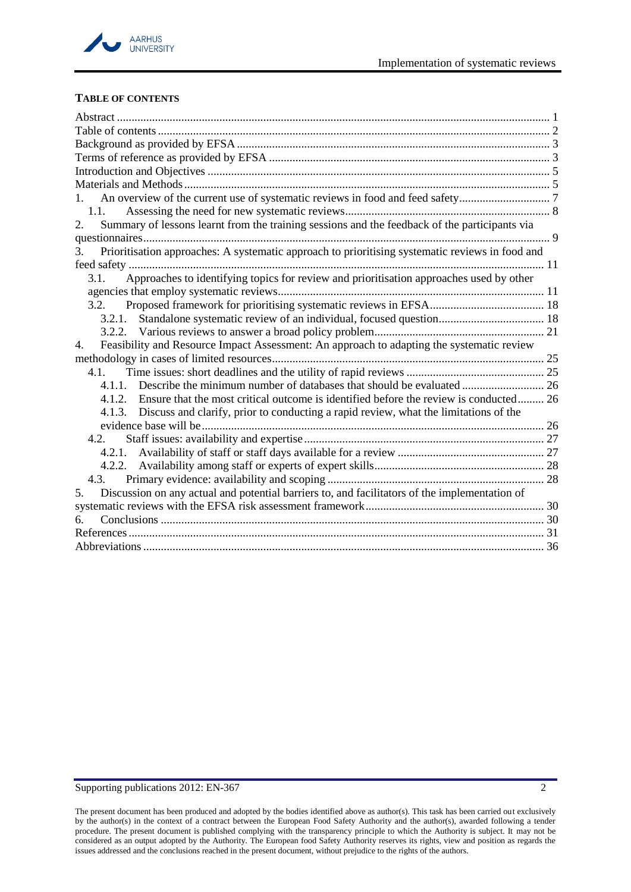## TABLE OF CONTENTS

Abstract .......... 1
Table of contents .......... 2
Background as provided by EFSA .......... 3
Terms of reference as provided by EFSA .......... 3
Introduction and Objectives .......... 5
Materials and Methods .......... 5
1. An overview of the current use of systematic reviews in food and feed safety .......... 7
  1.1. Assessing the need for new systematic reviews .......... 8
2. Summary of lessons learnt from the training sessions and the feedback of the participants via questionnaires .......... 9
3. Prioritisation approaches: A systematic approach to prioritising systematic reviews in food and feed safety .......... 11
  3.1. Approaches to identifying topics for review and prioritisation approaches used by other agencies that employ systematic reviews .......... 11
  3.2. Proposed framework for prioritising systematic reviews in EFSA .......... 18
    3.2.1. Standalone systematic review of an individual, focused question .......... 18
    3.2.2. Various reviews to answer a broad policy problem .......... 21
4. Feasibility and Resource Impact Assessment: An approach to adapting the systematic review methodology in cases of limited resources .......... 25
  4.1. Time issues: short deadlines and the utility of rapid reviews .......... 25
    4.1.1. Describe the minimum number of databases that should be evaluated .......... 26
    4.1.2. Ensure that the most critical outcome is identified before the review is conducted .......... 26
    4.1.3. Discuss and clarify, prior to conducting a rapid review, what the limitations of the evidence base will be .......... 26
  4.2. Staff issues: availability and expertise .......... 27
    4.2.1. Availability of staff or staff days available for a review .......... 27
    4.2.2. Availability among staff or experts of expert skills .......... 28
  4.3. Primary evidence: availability and scoping .......... 28
5. Discussion on any actual and potential barriers to, and facilitators of the implementation of systematic reviews with the EFSA risk assessment framework .......... 30
6. Conclusions .......... 30
References .......... 31
Abbreviations .......... 36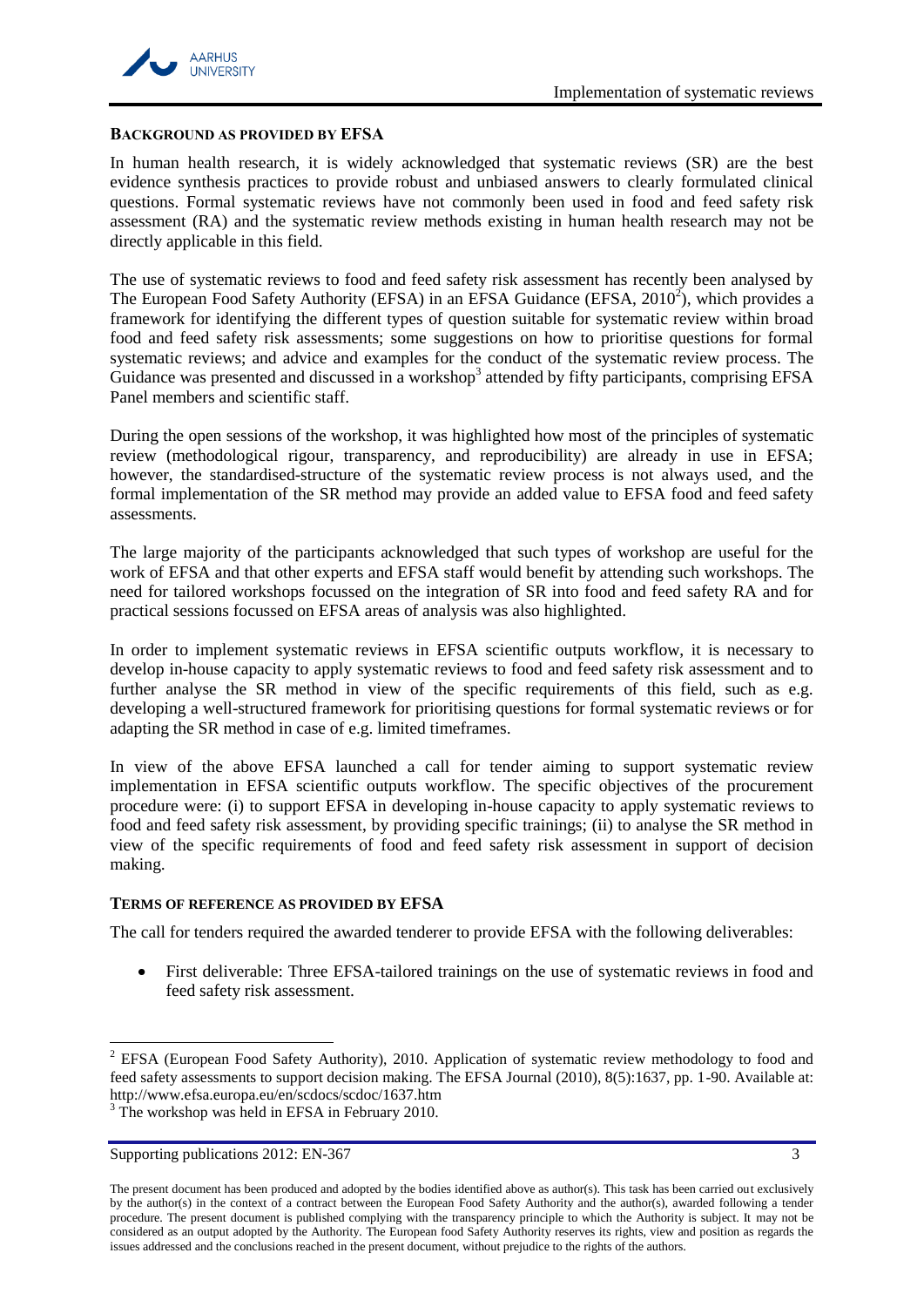## BACKGROUND AS PROVIDED BY EFSA

In human health research, it is widely acknowledged that systematic reviews (SR) are the best evidence synthesis practices to provide robust and unbiased answers to clearly formulated clinical questions. Formal systematic reviews have not commonly been used in food and feed safety risk assessment (RA) and the systematic review methods existing in human health research may not be directly applicable in this field.

The use of systematic reviews to food and feed safety risk assessment has recently been analysed by The European Food Safety Authority (EFSA) in an EFSA Guidance (EFSA, 2010[2]), which provides a framework for identifying the different types of question suitable for systematic review within broad food and feed safety risk assessments; some suggestions on how to prioritise questions for formal systematic reviews; and advice and examples for the conduct of the systematic review process. The Guidance was presented and discussed in a workshop[3] attended by fifty participants, comprising EFSA Panel members and scientific staff.

During the open sessions of the workshop, it was highlighted how most of the principles of systematic review (methodological rigour, transparency, and reproducibility) are already in use in EFSA; however, the standardised-structure of the systematic review process is not always used, and the formal implementation of the SR method may provide an added value to EFSA food and feed safety assessments.

The large majority of the participants acknowledged that such types of workshop are useful for the work of EFSA and that other experts and EFSA staff would benefit by attending such workshops. The need for tailored workshops focussed on the integration of SR into food and feed safety RA and for practical sessions focussed on EFSA areas of analysis was also highlighted.

In order to implement systematic reviews in EFSA scientific outputs workflow, it is necessary to develop in-house capacity to apply systematic reviews to food and feed safety risk assessment and to further analyse the SR method in view of the specific requirements of this field, such as e.g. developing a well-structured framework for prioritising questions for formal systematic reviews or for adapting the SR method in case of e.g. limited timeframes.

In view of the above EFSA launched a call for tender aiming to support systematic review implementation in EFSA scientific outputs workflow. The specific objectives of the procurement procedure were: (i) to support EFSA in developing in-house capacity to apply systematic reviews to food and feed safety risk assessment, by providing specific trainings; (ii) to analyse the SR method in view of the specific requirements of food and feed safety risk assessment in support of decision making.

## TERMS OF REFERENCE AS PROVIDED BY EFSA

The call for tenders required the awarded tenderer to provide EFSA with the following deliverables:

- First deliverable: Three EFSA-tailored trainings on the use of systematic reviews in food and feed safety risk assessment.

---

[2] EFSA (European Food Safety Authority), 2010. Application of systematic review methodology to food and feed safety assessments to support decision making. The EFSA Journal (2010), 8(5):1637, pp. 1-90. Available at: http://www.efsa.europa.eu/en/scdocs/scdoc/1637.htm

[3] The workshop was held in EFSA in February 2010.

The present document has been produced and adopted by the bodies identified above as author(s). This task has been carried out exclusively by the author(s) in the context of a contract between the European Food Safety Authority and the author(s), awarded following a tender procedure. The present document is published complying with the transparency principle to which the Authority is subject. It may not be considered as an output adopted by the Authority. The European food Safety Authority reserves its rights, view and position as regards the issues addressed and the conclusions reached in the present document, without prejudice to the rights of the authors.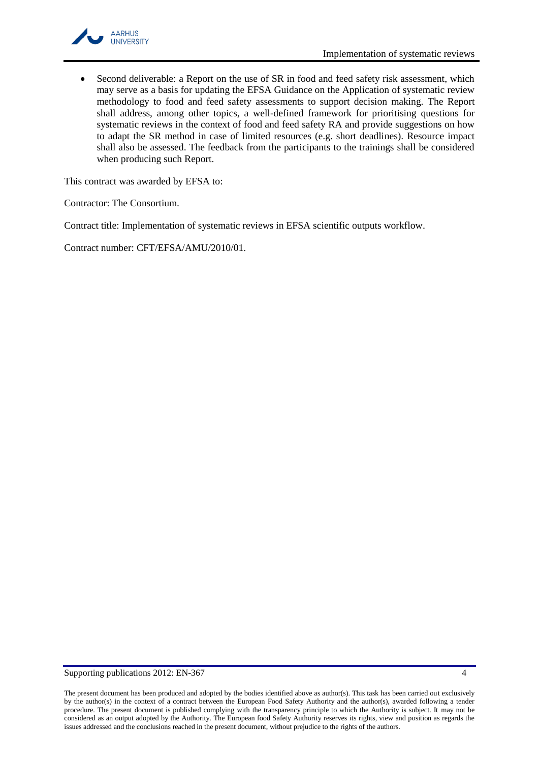- Second deliverable: a Report on the use of SR in food and feed safety risk assessment, which may serve as a basis for updating the EFSA Guidance on the Application of systematic review methodology to food and feed safety assessments to support decision making. The Report shall address, among other topics, a well-defined framework for prioritising questions for systematic reviews in the context of food and feed safety RA and provide suggestions on how to adapt the SR method in case of limited resources (e.g. short deadlines). Resource impact shall also be assessed. The feedback from the participants to the trainings shall be considered when producing such Report.

This contract was awarded by EFSA to:

Contractor: The Consortium.

Contract title: Implementation of systematic reviews in EFSA scientific outputs workflow.

Contract number: CFT/EFSA/AMU/2010/01.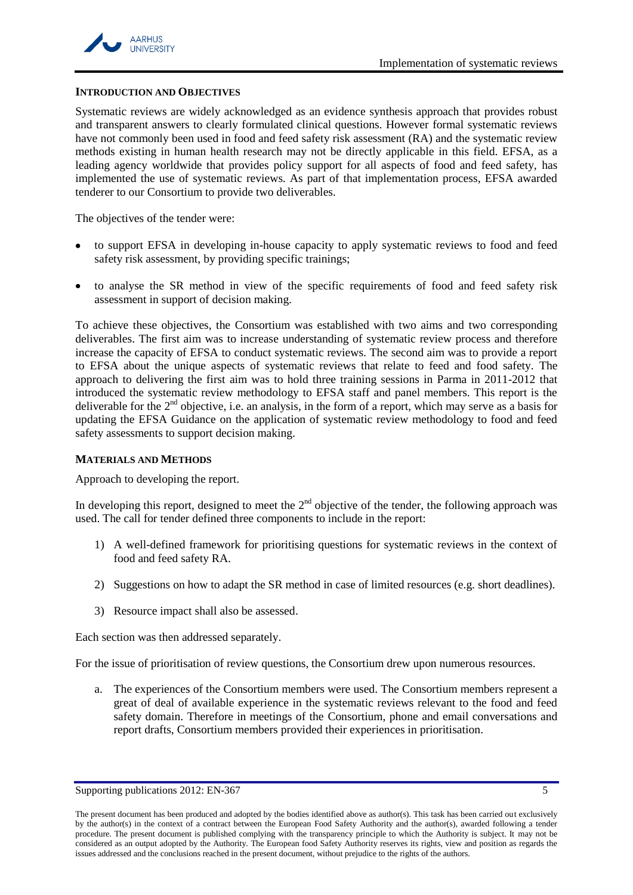## INTRODUCTION AND OBJECTIVES

Systematic reviews are widely acknowledged as an evidence synthesis approach that provides robust and transparent answers to clearly formulated clinical questions. However formal systematic reviews have not commonly been used in food and feed safety risk assessment (RA) and the systematic review methods existing in human health research may not be directly applicable in this field. EFSA, as a leading agency worldwide that provides policy support for all aspects of food and feed safety, has implemented the use of systematic reviews. As part of that implementation process, EFSA awarded tenderer to our Consortium to provide two deliverables.

The objectives of the tender were:

- to support EFSA in developing in-house capacity to apply systematic reviews to food and feed safety risk assessment, by providing specific trainings;
- to analyse the SR method in view of the specific requirements of food and feed safety risk assessment in support of decision making.

To achieve these objectives, the Consortium was established with two aims and two corresponding deliverables. The first aim was to increase understanding of systematic review process and therefore increase the capacity of EFSA to conduct systematic reviews. The second aim was to provide a report to EFSA about the unique aspects of systematic reviews that relate to feed and food safety. The approach to delivering the first aim was to hold three training sessions in Parma in 2011-2012 that introduced the systematic review methodology to EFSA staff and panel members. This report is the deliverable for the 2nd objective, i.e. an analysis, in the form of a report, which may serve as a basis for updating the EFSA Guidance on the application of systematic review methodology to food and feed safety assessments to support decision making.

## MATERIALS AND METHODS

Approach to developing the report.

In developing this report, designed to meet the 2nd objective of the tender, the following approach was used. The call for tender defined three components to include in the report:

1) A well-defined framework for prioritising questions for systematic reviews in the context of food and feed safety RA.
2) Suggestions on how to adapt the SR method in case of limited resources (e.g. short deadlines).
3) Resource impact shall also be assessed.

Each section was then addressed separately.

For the issue of prioritisation of review questions, the Consortium drew upon numerous resources.

a. The experiences of the Consortium members were used. The Consortium members represent a great of deal of available experience in the systematic reviews relevant to the food and feed safety domain. Therefore in meetings of the Consortium, phone and email conversations and report drafts, Consortium members provided their experiences in prioritisation.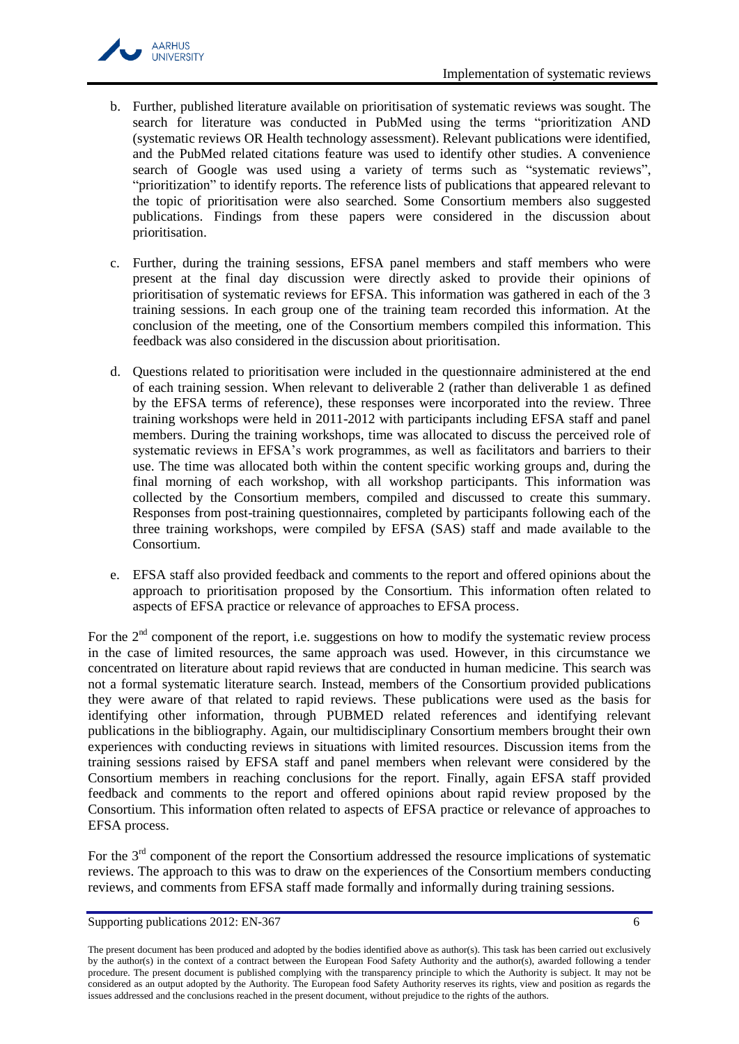b. Further, published literature available on prioritisation of systematic reviews was sought. The search for literature was conducted in PubMed using the terms "prioritization AND (systematic reviews OR Health technology assessment). Relevant publications were identified, and the PubMed related citations feature was used to identify other studies. A convenience search of Google was used using a variety of terms such as "systematic reviews", "prioritization" to identify reports. The reference lists of publications that appeared relevant to the topic of prioritisation were also searched. Some Consortium members also suggested publications. Findings from these papers were considered in the discussion about prioritisation.

c. Further, during the training sessions, EFSA panel members and staff members who were present at the final day discussion were directly asked to provide their opinions of prioritisation of systematic reviews for EFSA. This information was gathered in each of the 3 training sessions. In each group one of the training team recorded this information. At the conclusion of the meeting, one of the Consortium members compiled this information. This feedback was also considered in the discussion about prioritisation.

d. Questions related to prioritisation were included in the questionnaire administered at the end of each training session. When relevant to deliverable 2 (rather than deliverable 1 as defined by the EFSA terms of reference), these responses were incorporated into the review. Three training workshops were held in 2011-2012 with participants including EFSA staff and panel members. During the training workshops, time was allocated to discuss the perceived role of systematic reviews in EFSA's work programmes, as well as facilitators and barriers to their use. The time was allocated both within the content specific working groups and, during the final morning of each workshop, with all workshop participants. This information was collected by the Consortium members, compiled and discussed to create this summary. Responses from post-training questionnaires, completed by participants following each of the three training workshops, were compiled by EFSA (SAS) staff and made available to the Consortium.

e. EFSA staff also provided feedback and comments to the report and offered opinions about the approach to prioritisation proposed by the Consortium. This information often related to aspects of EFSA practice or relevance of approaches to EFSA process.

For the 2nd component of the report, i.e. suggestions on how to modify the systematic review process in the case of limited resources, the same approach was used. However, in this circumstance we concentrated on literature about rapid reviews that are conducted in human medicine. This search was not a formal systematic literature search. Instead, members of the Consortium provided publications they were aware of that related to rapid reviews. These publications were used as the basis for identifying other information, through PUBMED related references and identifying relevant publications in the bibliography. Again, our multidisciplinary Consortium members brought their own experiences with conducting reviews in situations with limited resources. Discussion items from the training sessions raised by EFSA staff and panel members when relevant were considered by the Consortium members in reaching conclusions for the report. Finally, again EFSA staff provided feedback and comments to the report and offered opinions about rapid review proposed by the Consortium. This information often related to aspects of EFSA practice or relevance of approaches to EFSA process.

For the 3rd component of the report the Consortium addressed the resource implications of systematic reviews. The approach to this was to draw on the experiences of the Consortium members conducting reviews, and comments from EFSA staff made formally and informally during training sessions.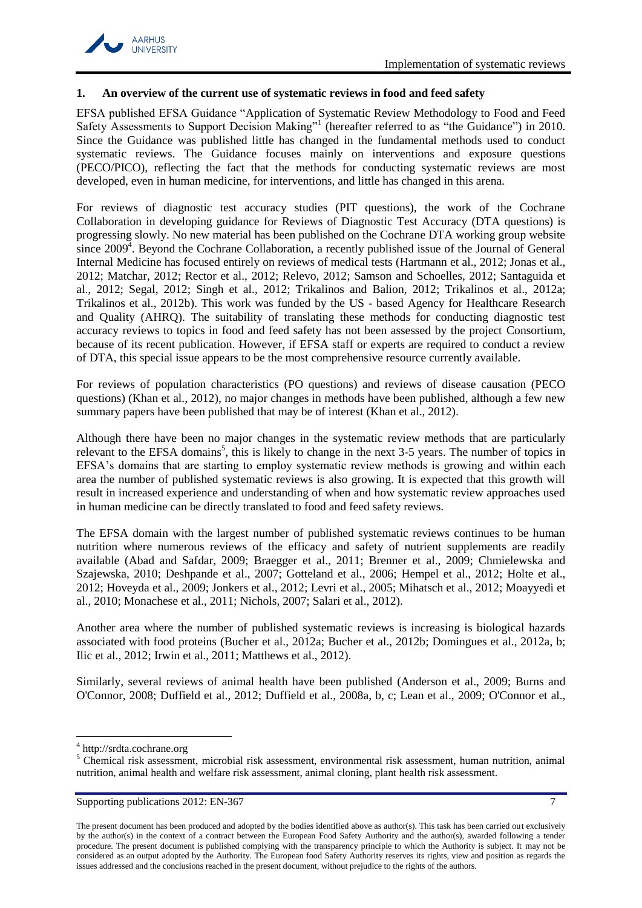## 1. An overview of the current use of systematic reviews in food and feed safety

EFSA published EFSA Guidance "Application of Systematic Review Methodology to Food and Feed Safety Assessments to Support Decision Making"[1] (hereafter referred to as "the Guidance") in 2010. Since the Guidance was published little has changed in the fundamental methods used to conduct systematic reviews. The Guidance focuses mainly on interventions and exposure questions (PECO/PICO), reflecting the fact that the methods for conducting systematic reviews are most developed, even in human medicine, for interventions, and little has changed in this arena.

For reviews of diagnostic test accuracy studies (PIT questions), the work of the Cochrane Collaboration in developing guidance for Reviews of Diagnostic Test Accuracy (DTA questions) is progressing slowly. No new material has been published on the Cochrane DTA working group website since 2009[4]. Beyond the Cochrane Collaboration, a recently published issue of the Journal of General Internal Medicine has focused entirely on reviews of medical tests (Hartmann et al., 2012; Jonas et al., 2012; Matchar, 2012; Rector et al., 2012; Relevo, 2012; Samson and Schoelles, 2012; Santaguida et al., 2012; Segal, 2012; Singh et al., 2012; Trikalinos and Balion, 2012; Trikalinos et al., 2012a; Trikalinos et al., 2012b). This work was funded by the US - based Agency for Healthcare Research and Quality (AHRQ). The suitability of translating these methods for conducting diagnostic test accuracy reviews to topics in food and feed safety has not been assessed by the project Consortium, because of its recent publication. However, if EFSA staff or experts are required to conduct a review of DTA, this special issue appears to be the most comprehensive resource currently available.

For reviews of population characteristics (PO questions) and reviews of disease causation (PECO questions) (Khan et al., 2012), no major changes in methods have been published, although a few new summary papers have been published that may be of interest (Khan et al., 2012).

Although there have been no major changes in the systematic review methods that are particularly relevant to the EFSA domains[5], this is likely to change in the next 3-5 years. The number of topics in EFSA's domains that are starting to employ systematic review methods is growing and within each area the number of published systematic reviews is also growing. It is expected that this growth will result in increased experience and understanding of when and how systematic review approaches used in human medicine can be directly translated to food and feed safety reviews.

The EFSA domain with the largest number of published systematic reviews continues to be human nutrition where numerous reviews of the efficacy and safety of nutrient supplements are readily available (Abad and Safdar, 2009; Braegger et al., 2011; Brenner et al., 2009; Chmielewska and Szajewska, 2010; Deshpande et al., 2007; Gotteland et al., 2006; Hempel et al., 2012; Holte et al., 2012; Hoveyda et al., 2009; Jonkers et al., 2012; Levri et al., 2005; Mihatsch et al., 2012; Moayyedi et al., 2010; Monachese et al., 2011; Nichols, 2007; Salari et al., 2012).

Another area where the number of published systematic reviews is increasing is biological hazards associated with food proteins (Bucher et al., 2012a; Bucher et al., 2012b; Domingues et al., 2012a, b; Ilic et al., 2012; Irwin et al., 2011; Matthews et al., 2012).

Similarly, several reviews of animal health have been published (Anderson et al., 2009; Burns and O'Connor, 2008; Duffield et al., 2012; Duffield et al., 2008a, b, c; Lean et al., 2009; O'Connor et al.,

---

[4] http://srdta.cochrane.org

[5] Chemical risk assessment, microbial risk assessment, environmental risk assessment, human nutrition, animal nutrition, animal health and welfare risk assessment, animal cloning, plant health risk assessment.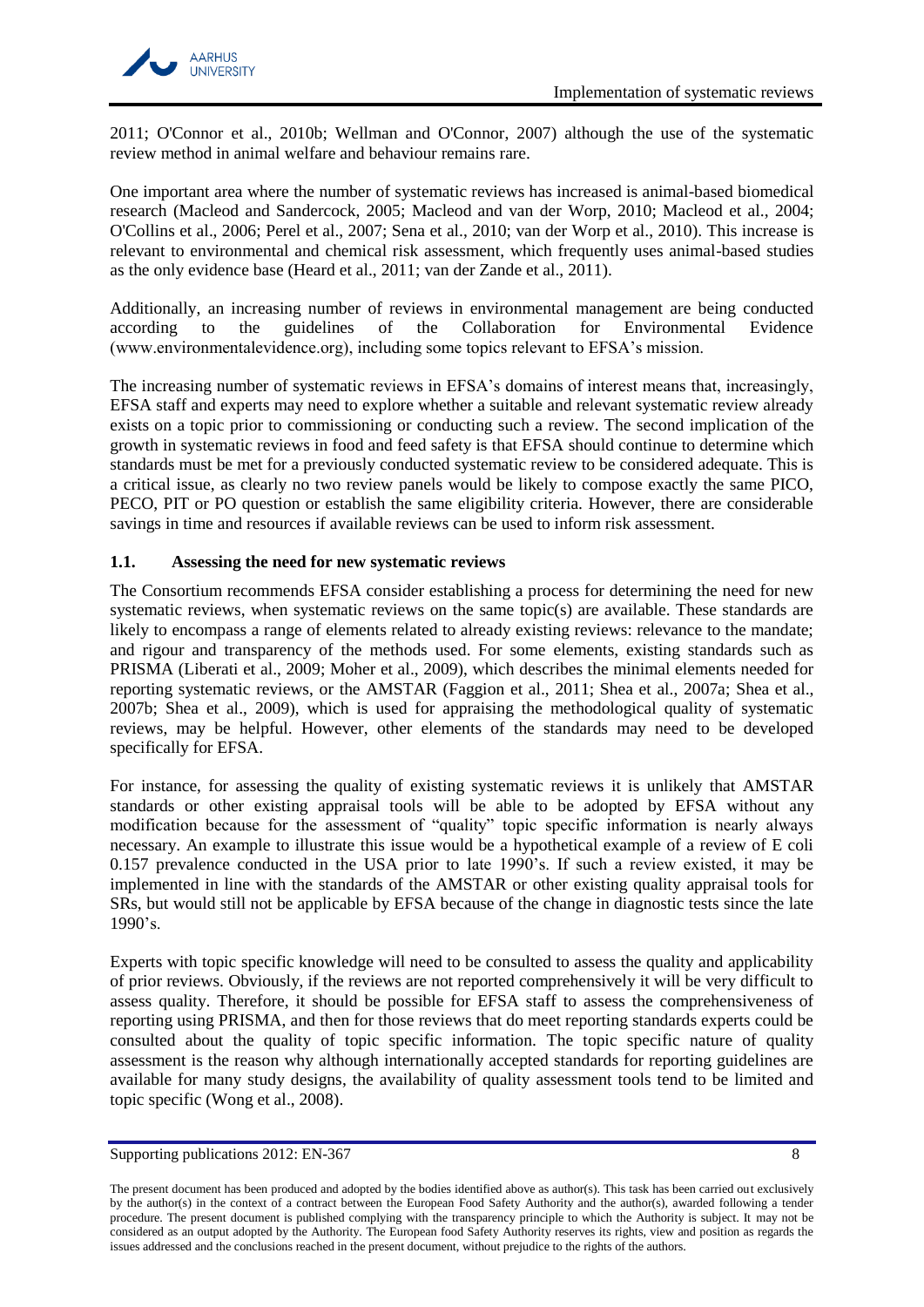2011; O'Connor et al., 2010b; Wellman and O'Connor, 2007) although the use of the systematic review method in animal welfare and behaviour remains rare.

One important area where the number of systematic reviews has increased is animal-based biomedical research (Macleod and Sandercock, 2005; Macleod and van der Worp, 2010; Macleod et al., 2004; O'Collins et al., 2006; Perel et al., 2007; Sena et al., 2010; van der Worp et al., 2010). This increase is relevant to environmental and chemical risk assessment, which frequently uses animal-based studies as the only evidence base (Heard et al., 2011; van der Zande et al., 2011).

Additionally, an increasing number of reviews in environmental management are being conducted according to the guidelines of the Collaboration for Environmental Evidence (www.environmentalevidence.org), including some topics relevant to EFSA's mission.

The increasing number of systematic reviews in EFSA's domains of interest means that, increasingly, EFSA staff and experts may need to explore whether a suitable and relevant systematic review already exists on a topic prior to commissioning or conducting such a review. The second implication of the growth in systematic reviews in food and feed safety is that EFSA should continue to determine which standards must be met for a previously conducted systematic review to be considered adequate. This is a critical issue, as clearly no two review panels would be likely to compose exactly the same PICO, PECO, PIT or PO question or establish the same eligibility criteria. However, there are considerable savings in time and resources if available reviews can be used to inform risk assessment.

## 1.1. Assessing the need for new systematic reviews

The Consortium recommends EFSA consider establishing a process for determining the need for new systematic reviews, when systematic reviews on the same topic(s) are available. These standards are likely to encompass a range of elements related to already existing reviews: relevance to the mandate; and rigour and transparency of the methods used. For some elements, existing standards such as PRISMA (Liberati et al., 2009; Moher et al., 2009), which describes the minimal elements needed for reporting systematic reviews, or the AMSTAR (Faggion et al., 2011; Shea et al., 2007a; Shea et al., 2007b; Shea et al., 2009), which is used for appraising the methodological quality of systematic reviews, may be helpful. However, other elements of the standards may need to be developed specifically for EFSA.

For instance, for assessing the quality of existing systematic reviews it is unlikely that AMSTAR standards or other existing appraisal tools will be able to be adopted by EFSA without any modification because for the assessment of "quality" topic specific information is nearly always necessary. An example to illustrate this issue would be a hypothetical example of a review of E coli 0.157 prevalence conducted in the USA prior to late 1990's. If such a review existed, it may be implemented in line with the standards of the AMSTAR or other existing quality appraisal tools for SRs, but would still not be applicable by EFSA because of the change in diagnostic tests since the late 1990's.

Experts with topic specific knowledge will need to be consulted to assess the quality and applicability of prior reviews. Obviously, if the reviews are not reported comprehensively it will be very difficult to assess quality. Therefore, it should be possible for EFSA staff to assess the comprehensiveness of reporting using PRISMA, and then for those reviews that do meet reporting standards experts could be consulted about the quality of topic specific information. The topic specific nature of quality assessment is the reason why although internationally accepted standards for reporting guidelines are available for many study designs, the availability of quality assessment tools tend to be limited and topic specific (Wong et al., 2008).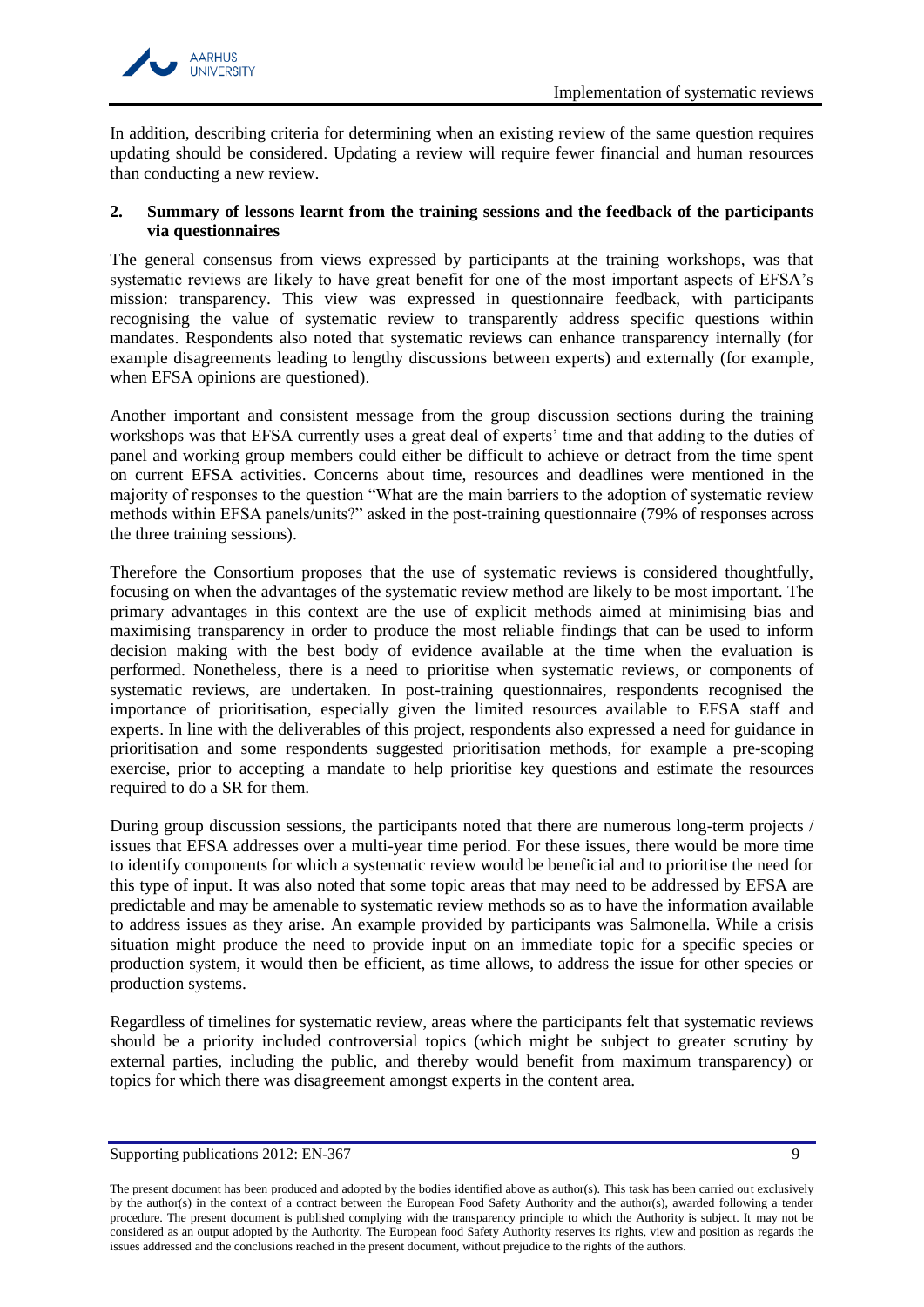In addition, describing criteria for determining when an existing review of the same question requires updating should be considered. Updating a review will require fewer financial and human resources than conducting a new review.

## 2. Summary of lessons learnt from the training sessions and the feedback of the participants via questionnaires

The general consensus from views expressed by participants at the training workshops, was that systematic reviews are likely to have great benefit for one of the most important aspects of EFSA's mission: transparency. This view was expressed in questionnaire feedback, with participants recognising the value of systematic review to transparently address specific questions within mandates. Respondents also noted that systematic reviews can enhance transparency internally (for example disagreements leading to lengthy discussions between experts) and externally (for example, when EFSA opinions are questioned).

Another important and consistent message from the group discussion sections during the training workshops was that EFSA currently uses a great deal of experts' time and that adding to the duties of panel and working group members could either be difficult to achieve or detract from the time spent on current EFSA activities. Concerns about time, resources and deadlines were mentioned in the majority of responses to the question "What are the main barriers to the adoption of systematic review methods within EFSA panels/units?" asked in the post-training questionnaire (79% of responses across the three training sessions).

Therefore the Consortium proposes that the use of systematic reviews is considered thoughtfully, focusing on when the advantages of the systematic review method are likely to be most important. The primary advantages in this context are the use of explicit methods aimed at minimising bias and maximising transparency in order to produce the most reliable findings that can be used to inform decision making with the best body of evidence available at the time when the evaluation is performed. Nonetheless, there is a need to prioritise when systematic reviews, or components of systematic reviews, are undertaken. In post-training questionnaires, respondents recognised the importance of prioritisation, especially given the limited resources available to EFSA staff and experts. In line with the deliverables of this project, respondents also expressed a need for guidance in prioritisation and some respondents suggested prioritisation methods, for example a pre-scoping exercise, prior to accepting a mandate to help prioritise key questions and estimate the resources required to do a SR for them.

During group discussion sessions, the participants noted that there are numerous long-term projects / issues that EFSA addresses over a multi-year time period. For these issues, there would be more time to identify components for which a systematic review would be beneficial and to prioritise the need for this type of input. It was also noted that some topic areas that may need to be addressed by EFSA are predictable and may be amenable to systematic review methods so as to have the information available to address issues as they arise. An example provided by participants was Salmonella. While a crisis situation might produce the need to provide input on an immediate topic for a specific species or production system, it would then be efficient, as time allows, to address the issue for other species or production systems.

Regardless of timelines for systematic review, areas where the participants felt that systematic reviews should be a priority included controversial topics (which might be subject to greater scrutiny by external parties, including the public, and thereby would benefit from maximum transparency) or topics for which there was disagreement amongst experts in the content area.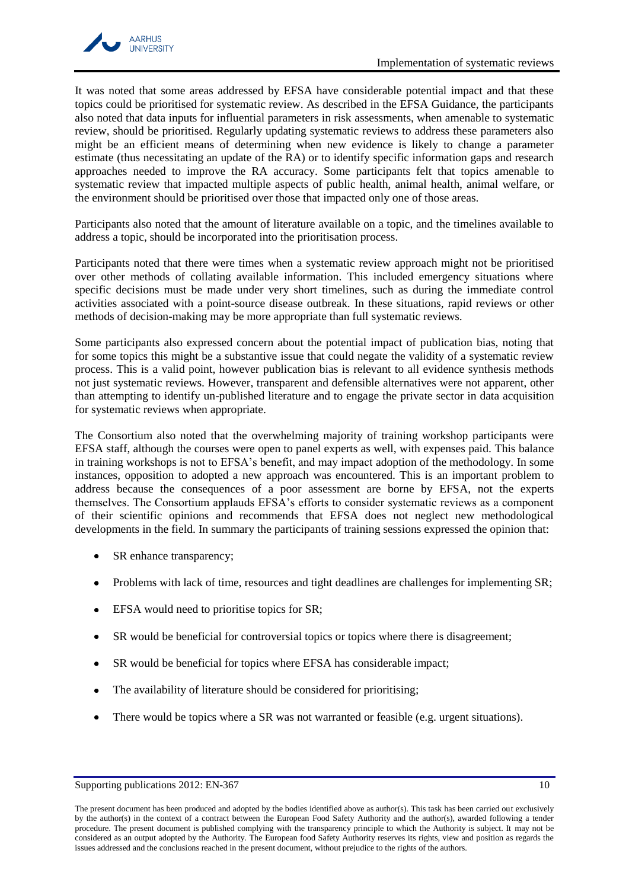It was noted that some areas addressed by EFSA have considerable potential impact and that these topics could be prioritised for systematic review. As described in the EFSA Guidance, the participants also noted that data inputs for influential parameters in risk assessments, when amenable to systematic review, should be prioritised. Regularly updating systematic reviews to address these parameters also might be an efficient means of determining when new evidence is likely to change a parameter estimate (thus necessitating an update of the RA) or to identify specific information gaps and research approaches needed to improve the RA accuracy. Some participants felt that topics amenable to systematic review that impacted multiple aspects of public health, animal health, animal welfare, or the environment should be prioritised over those that impacted only one of those areas.

Participants also noted that the amount of literature available on a topic, and the timelines available to address a topic, should be incorporated into the prioritisation process.

Participants noted that there were times when a systematic review approach might not be prioritised over other methods of collating available information. This included emergency situations where specific decisions must be made under very short timelines, such as during the immediate control activities associated with a point-source disease outbreak. In these situations, rapid reviews or other methods of decision-making may be more appropriate than full systematic reviews.

Some participants also expressed concern about the potential impact of publication bias, noting that for some topics this might be a substantive issue that could negate the validity of a systematic review process. This is a valid point, however publication bias is relevant to all evidence synthesis methods not just systematic reviews. However, transparent and defensible alternatives were not apparent, other than attempting to identify un-published literature and to engage the private sector in data acquisition for systematic reviews when appropriate.

The Consortium also noted that the overwhelming majority of training workshop participants were EFSA staff, although the courses were open to panel experts as well, with expenses paid. This balance in training workshops is not to EFSA's benefit, and may impact adoption of the methodology. In some instances, opposition to adopted a new approach was encountered. This is an important problem to address because the consequences of a poor assessment are borne by EFSA, not the experts themselves. The Consortium applauds EFSA's efforts to consider systematic reviews as a component of their scientific opinions and recommends that EFSA does not neglect new methodological developments in the field. In summary the participants of training sessions expressed the opinion that:

- SR enhance transparency;
- Problems with lack of time, resources and tight deadlines are challenges for implementing SR;
- EFSA would need to prioritise topics for SR;
- SR would be beneficial for controversial topics or topics where there is disagreement;
- SR would be beneficial for topics where EFSA has considerable impact;
- The availability of literature should be considered for prioritising;
- There would be topics where a SR was not warranted or feasible (e.g. urgent situations).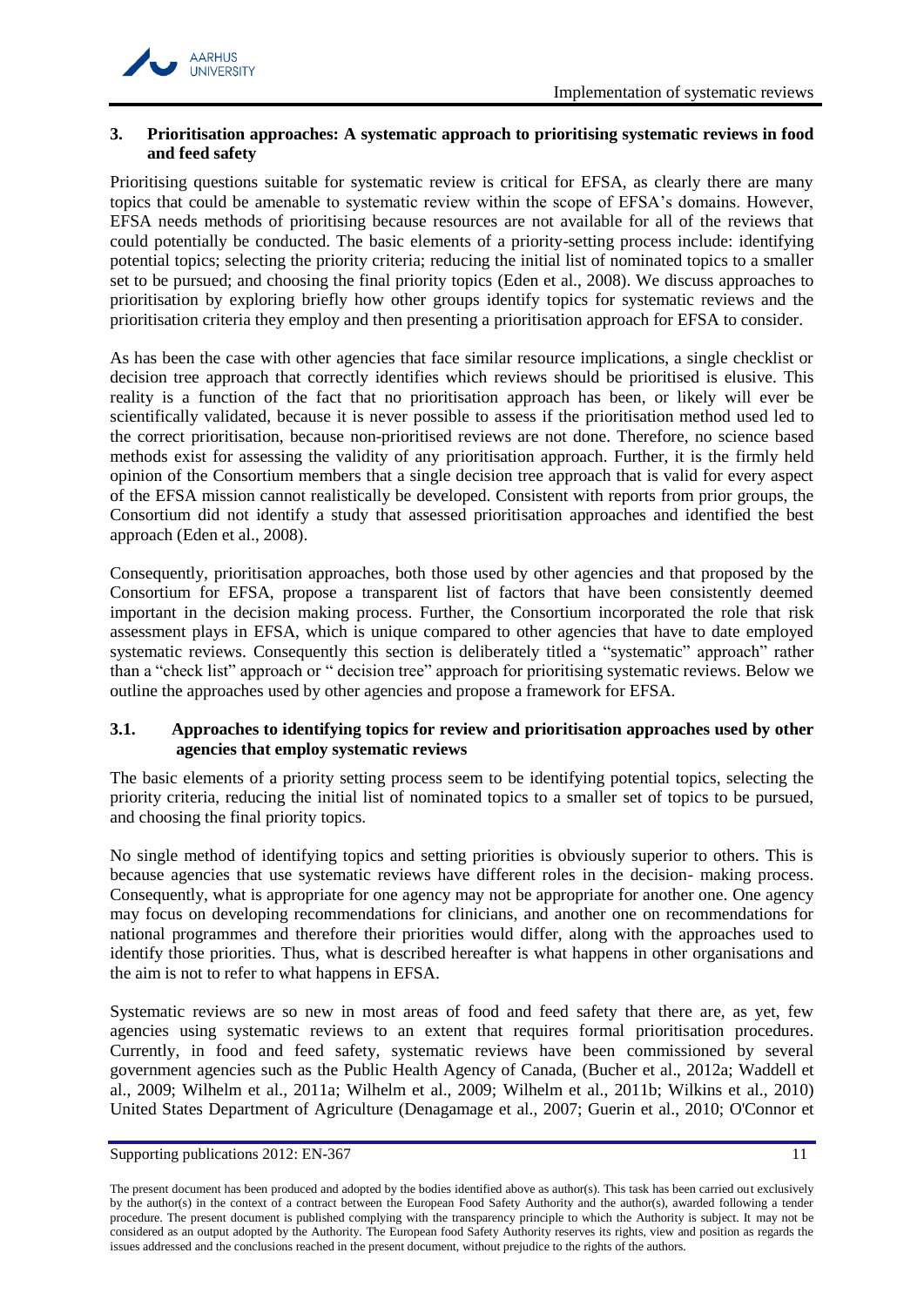## 3. Prioritisation approaches: A systematic approach to prioritising systematic reviews in food and feed safety

Prioritising questions suitable for systematic review is critical for EFSA, as clearly there are many topics that could be amenable to systematic review within the scope of EFSA's domains. However, EFSA needs methods of prioritising because resources are not available for all of the reviews that could potentially be conducted. The basic elements of a priority-setting process include: identifying potential topics; selecting the priority criteria; reducing the initial list of nominated topics to a smaller set to be pursued; and choosing the final priority topics (Eden et al., 2008). We discuss approaches to prioritisation by exploring briefly how other groups identify topics for systematic reviews and the prioritisation criteria they employ and then presenting a prioritisation approach for EFSA to consider.

As has been the case with other agencies that face similar resource implications, a single checklist or decision tree approach that correctly identifies which reviews should be prioritised is elusive. This reality is a function of the fact that no prioritisation approach has been, or likely will ever be scientifically validated, because it is never possible to assess if the prioritisation method used led to the correct prioritisation, because non-prioritised reviews are not done. Therefore, no science based methods exist for assessing the validity of any prioritisation approach. Further, it is the firmly held opinion of the Consortium members that a single decision tree approach that is valid for every aspect of the EFSA mission cannot realistically be developed. Consistent with reports from prior groups, the Consortium did not identify a study that assessed prioritisation approaches and identified the best approach (Eden et al., 2008).

Consequently, prioritisation approaches, both those used by other agencies and that proposed by the Consortium for EFSA, propose a transparent list of factors that have been consistently deemed important in the decision making process. Further, the Consortium incorporated the role that risk assessment plays in EFSA, which is unique compared to other agencies that have to date employed systematic reviews. Consequently this section is deliberately titled a "systematic" approach" rather than a "check list" approach or " decision tree" approach for prioritising systematic reviews. Below we outline the approaches used by other agencies and propose a framework for EFSA.

### 3.1. Approaches to identifying topics for review and prioritisation approaches used by other agencies that employ systematic reviews

The basic elements of a priority setting process seem to be identifying potential topics, selecting the priority criteria, reducing the initial list of nominated topics to a smaller set of topics to be pursued, and choosing the final priority topics.

No single method of identifying topics and setting priorities is obviously superior to others. This is because agencies that use systematic reviews have different roles in the decision- making process. Consequently, what is appropriate for one agency may not be appropriate for another one. One agency may focus on developing recommendations for clinicians, and another one on recommendations for national programmes and therefore their priorities would differ, along with the approaches used to identify those priorities. Thus, what is described hereafter is what happens in other organisations and the aim is not to refer to what happens in EFSA.

Systematic reviews are so new in most areas of food and feed safety that there are, as yet, few agencies using systematic reviews to an extent that requires formal prioritisation procedures. Currently, in food and feed safety, systematic reviews have been commissioned by several government agencies such as the Public Health Agency of Canada, (Bucher et al., 2012a; Waddell et al., 2009; Wilhelm et al., 2011a; Wilhelm et al., 2009; Wilhelm et al., 2011b; Wilkins et al., 2010) United States Department of Agriculture (Denagamage et al., 2007; Guerin et al., 2010; O'Connor et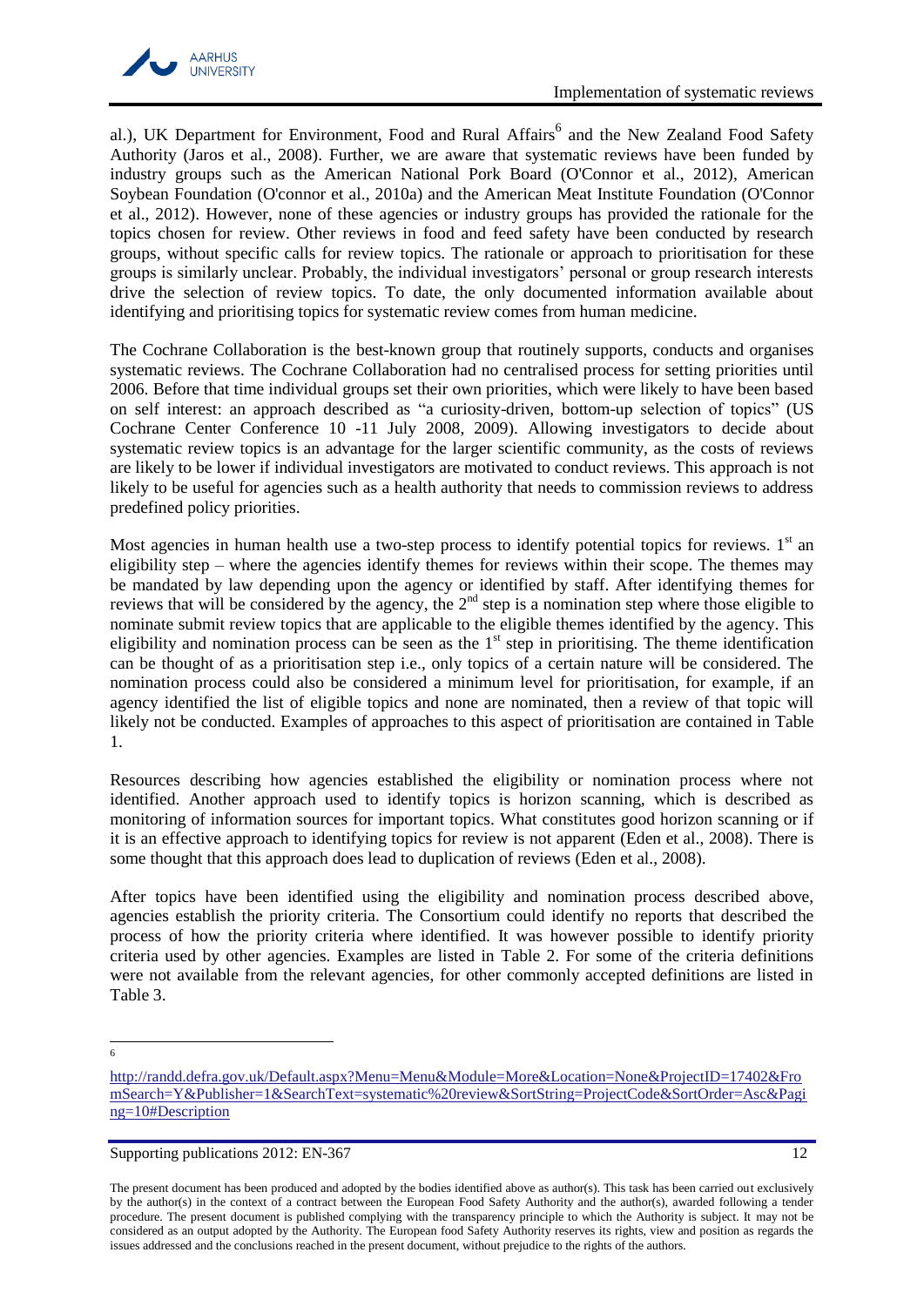al.), UK Department for Environment, Food and Rural Affairs[6] and the New Zealand Food Safety Authority (Jaros et al., 2008). Further, we are aware that systematic reviews have been funded by industry groups such as the American National Pork Board (O'Connor et al., 2012), American Soybean Foundation (O'connor et al., 2010a) and the American Meat Institute Foundation (O'Connor et al., 2012). However, none of these agencies or industry groups has provided the rationale for the topics chosen for review. Other reviews in food and feed safety have been conducted by research groups, without specific calls for review topics. The rationale or approach to prioritisation for these groups is similarly unclear. Probably, the individual investigators' personal or group research interests drive the selection of review topics. To date, the only documented information available about identifying and prioritising topics for systematic review comes from human medicine.

The Cochrane Collaboration is the best-known group that routinely supports, conducts and organises systematic reviews. The Cochrane Collaboration had no centralised process for setting priorities until 2006. Before that time individual groups set their own priorities, which were likely to have been based on self interest: an approach described as "a curiosity-driven, bottom-up selection of topics" (US Cochrane Center Conference 10 -11 July 2008, 2009). Allowing investigators to decide about systematic review topics is an advantage for the larger scientific community, as the costs of reviews are likely to be lower if individual investigators are motivated to conduct reviews. This approach is not likely to be useful for agencies such as a health authority that needs to commission reviews to address predefined policy priorities.

Most agencies in human health use a two-step process to identify potential topics for reviews. 1st an eligibility step – where the agencies identify themes for reviews within their scope. The themes may be mandated by law depending upon the agency or identified by staff. After identifying themes for reviews that will be considered by the agency, the 2nd step is a nomination step where those eligible to nominate submit review topics that are applicable to the eligible themes identified by the agency. This eligibility and nomination process can be seen as the 1st step in prioritising. The theme identification can be thought of as a prioritisation step i.e., only topics of a certain nature will be considered. The nomination process could also be considered a minimum level for prioritisation, for example, if an agency identified the list of eligible topics and none are nominated, then a review of that topic will likely not be conducted. Examples of approaches to this aspect of prioritisation are contained in Table 1.

Resources describing how agencies established the eligibility or nomination process where not identified. Another approach used to identify topics is horizon scanning, which is described as monitoring of information sources for important topics. What constitutes good horizon scanning or if it is an effective approach to identifying topics for review is not apparent (Eden et al., 2008). There is some thought that this approach does lead to duplication of reviews (Eden et al., 2008).

After topics have been identified using the eligibility and nomination process described above, agencies establish the priority criteria. The Consortium could identify no reports that described the process of how the priority criteria where identified. It was however possible to identify priority criteria used by other agencies. Examples are listed in Table 2. For some of the criteria definitions were not available from the relevant agencies, for other commonly accepted definitions are listed in Table 3.

[6] http://randd.defra.gov.uk/Default.aspx?Menu=Menu&Module=More&Location=None&ProjectID=17402&FromSearch=Y&Publisher=1&SearchText=systematic%20review&SortString=ProjectCode&SortOrder=Asc&Paging=10#Description

Supporting publications 2012: EN-367

The present document has been produced and adopted by the bodies identified above as author(s). This task has been carried out exclusively by the author(s) in the context of a contract between the European Food Safety Authority and the author(s), awarded following a tender procedure. The present document is published complying with the transparency principle to which the Authority is subject. It may not be considered as an output adopted by the Authority. The European food Safety Authority reserves its rights, view and position as regards the issues addressed and the conclusions reached in the present document, without prejudice to the rights of the authors.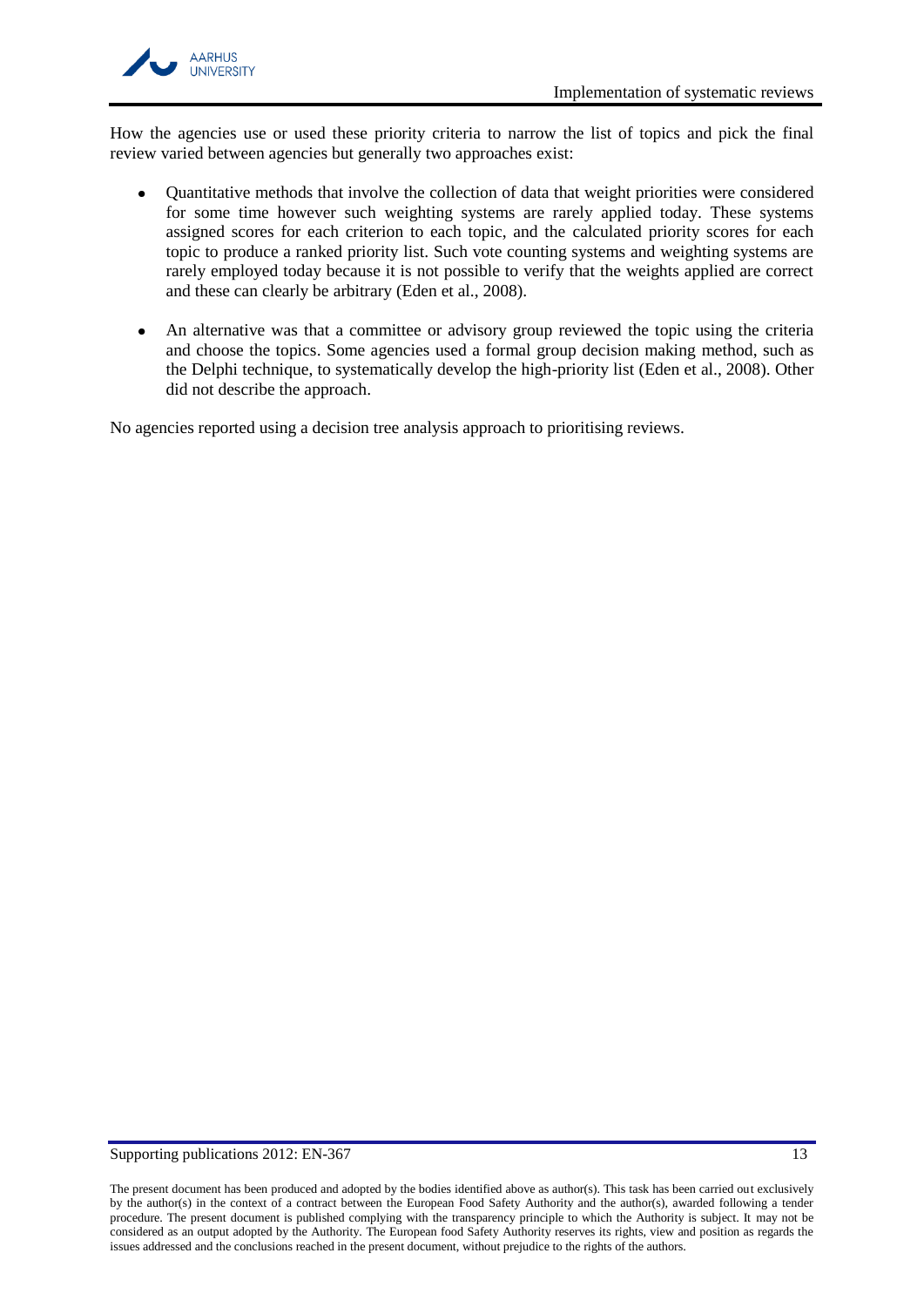How the agencies use or used these priority criteria to narrow the list of topics and pick the final review varied between agencies but generally two approaches exist:

- Quantitative methods that involve the collection of data that weight priorities were considered for some time however such weighting systems are rarely applied today. These systems assigned scores for each criterion to each topic, and the calculated priority scores for each topic to produce a ranked priority list. Such vote counting systems and weighting systems are rarely employed today because it is not possible to verify that the weights applied are correct and these can clearly be arbitrary (Eden et al., 2008).

- An alternative was that a committee or advisory group reviewed the topic using the criteria and choose the topics. Some agencies used a formal group decision making method, such as the Delphi technique, to systematically develop the high-priority list (Eden et al., 2008). Other did not describe the approach.

No agencies reported using a decision tree analysis approach to prioritising reviews.

The present document has been produced and adopted by the bodies identified above as author(s). This task has been carried out exclusively by the author(s) in the context of a contract between the European Food Safety Authority and the author(s), awarded following a tender procedure. The present document is published complying with the transparency principle to which the Authority is subject. It may not be considered as an output adopted by the Authority. The European food Safety Authority reserves its rights, view and position as regards the issues addressed and the conclusions reached in the present document, without prejudice to the rights of the authors.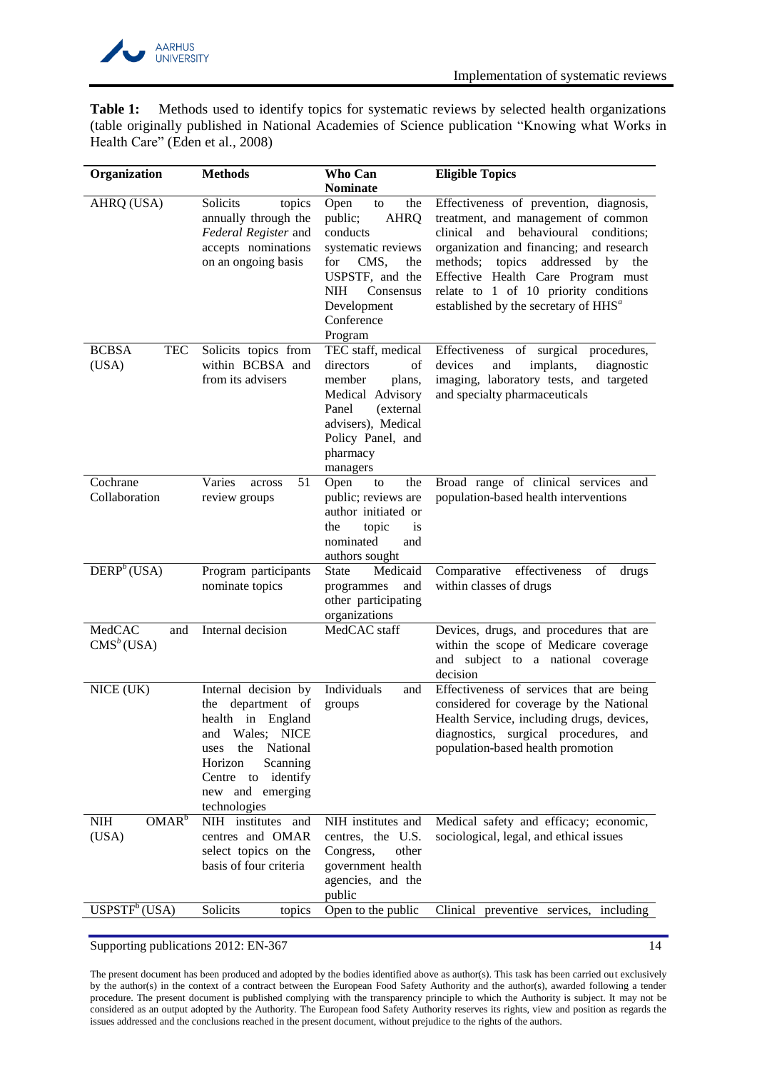**Table 1:** Methods used to identify topics for systematic reviews by selected health organizations (table originally published in National Academies of Science publication "Knowing what Works in Health Care" (Eden et al., 2008)

| Organization | Methods | Who Can Nominate | Eligible Topics |
|---|---|---|---|
| AHRQ (USA) | Solicits topics annually through the *Federal Register* and accepts nominations on an ongoing basis | Open to the public; AHRQ conducts systematic reviews for CMS, the USPSTF, and the NIH Consensus Development Conference Program | Effectiveness of prevention, diagnosis, treatment, and management of common clinical and behavioural conditions; organization and financing; and research methods; topics addressed by the Effective Health Care Program must relate to 1 of 10 priority conditions established by the secretary of HHS[a] |
| BCBSA TEC (USA) | Solicits topics from within BCBSA and from its advisers | TEC staff, medical directors of member plans, Medical Advisory Panel (external advisers), Medical Policy Panel, and pharmacy managers | Effectiveness of surgical procedures, devices and implants, diagnostic imaging, laboratory tests, and targeted and specialty pharmaceuticals |
| Cochrane Collaboration | Varies across 51 review groups | Open to the public; reviews are author initiated or the topic is nominated and authors sought | Broad range of clinical services and population-based health interventions |
| DERP[b] (USA) | Program participants nominate topics | State Medicaid programmes and other participating organizations | Comparative effectiveness of drugs within classes of drugs |
| MedCAC and CMS[b] (USA) | Internal decision | MedCAC staff | Devices, drugs, and procedures that are within the scope of Medicare coverage and subject to a national coverage decision |
| NICE (UK) | Internal decision by the department of health in England and Wales; NICE uses the National Horizon Scanning Centre to identify new and emerging technologies | Individuals and groups | Effectiveness of services that are being considered for coverage by the National Health Service, including drugs, devices, diagnostics, surgical procedures, and population-based health promotion |
| NIH OMAR[b] (USA) | NIH institutes and centres and OMAR select topics on the basis of four criteria | NIH institutes and centres, the U.S. Congress, other government health agencies, and the public | Medical safety and efficacy; economic, sociological, legal, and ethical issues |
| USPSTF[b] (USA) | Solicits topics | Open to the public | Clinical preventive services, including |

The present document has been produced and adopted by the bodies identified above as author(s). This task has been carried out exclusively by the author(s) in the context of a contract between the European Food Safety Authority and the author(s), awarded following a tender procedure. The present document is published complying with the transparency principle to which the Authority is subject. It may not be considered as an output adopted by the Authority. The European food Safety Authority reserves its rights, view and position as regards the issues addressed and the conclusions reached in the present document, without prejudice to the rights of the authors.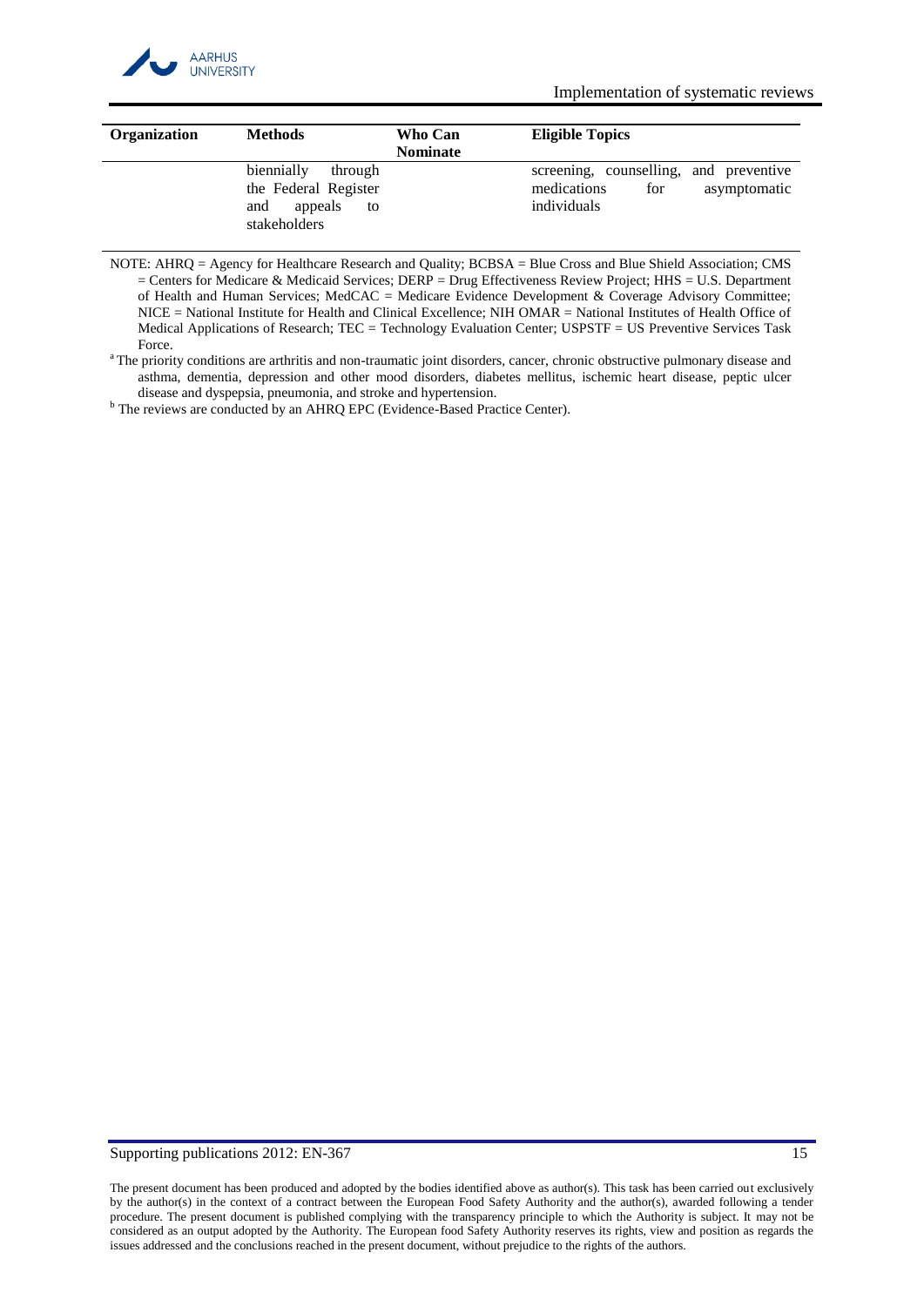| Organization | Methods | Who Can Nominate | Eligible Topics |
|---|---|---|---|
| | biennially through the Federal Register and appeals to stakeholders | | screening, counselling, and preventive medications for asymptomatic individuals |

NOTE: AHRQ = Agency for Healthcare Research and Quality; BCBSA = Blue Cross and Blue Shield Association; CMS = Centers for Medicare & Medicaid Services; DERP = Drug Effectiveness Review Project; HHS = U.S. Department of Health and Human Services; MedCAC = Medicare Evidence Development & Coverage Advisory Committee; NICE = National Institute for Health and Clinical Excellence; NIH OMAR = National Institutes of Health Office of Medical Applications of Research; TEC = Technology Evaluation Center; USPSTF = US Preventive Services Task Force.

[a] The priority conditions are arthritis and non-traumatic joint disorders, cancer, chronic obstructive pulmonary disease and asthma, dementia, depression and other mood disorders, diabetes mellitus, ischemic heart disease, peptic ulcer disease and dyspepsia, pneumonia, and stroke and hypertension.

[b] The reviews are conducted by an AHRQ EPC (Evidence-Based Practice Center).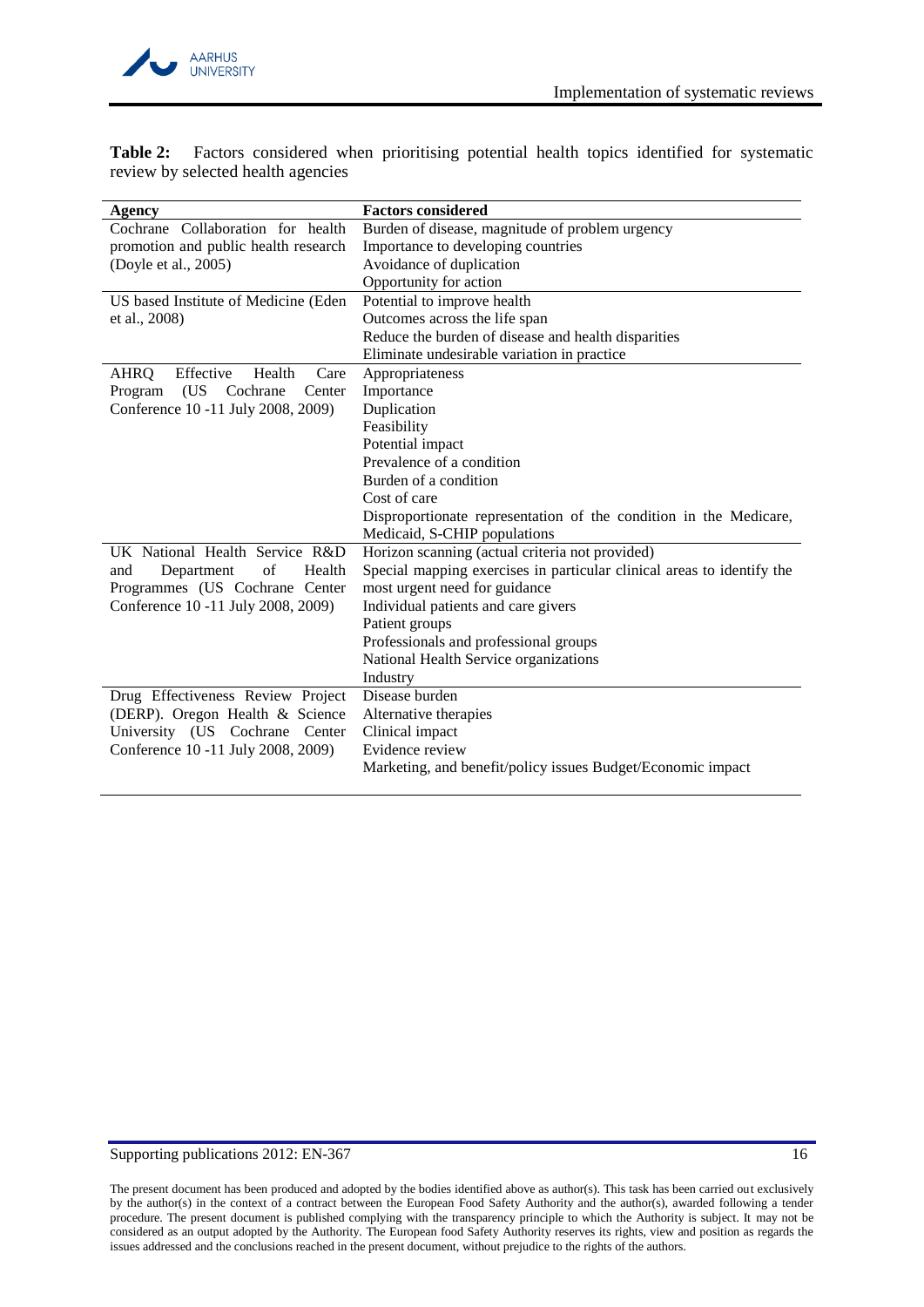**Table 2:** Factors considered when prioritising potential health topics identified for systematic review by selected health agencies

| Agency | Factors considered |
|---|---|
| Cochrane Collaboration for health promotion and public health research (Doyle et al., 2005) | Burden of disease, magnitude of problem urgency<br>Importance to developing countries<br>Avoidance of duplication<br>Opportunity for action |
| US based Institute of Medicine (Eden et al., 2008) | Potential to improve health<br>Outcomes across the life span<br>Reduce the burden of disease and health disparities<br>Eliminate undesirable variation in practice |
| AHRQ Effective Health Care Program (US Cochrane Center Conference 10 -11 July 2008, 2009) | Appropriateness<br>Importance<br>Duplication<br>Feasibility<br>Potential impact<br>Prevalence of a condition<br>Burden of a condition<br>Cost of care<br>Disproportionate representation of the condition in the Medicare, Medicaid, S-CHIP populations |
| UK National Health Service R&D and Department of Health Programmes (US Cochrane Center Conference 10 -11 July 2008, 2009) | Horizon scanning (actual criteria not provided)<br>Special mapping exercises in particular clinical areas to identify the most urgent need for guidance<br>Individual patients and care givers<br>Patient groups<br>Professionals and professional groups<br>National Health Service organizations<br>Industry |
| Drug Effectiveness Review Project (DERP). Oregon Health & Science University (US Cochrane Center Conference 10 -11 July 2008, 2009) | Disease burden<br>Alternative therapies<br>Clinical impact<br>Evidence review<br>Marketing, and benefit/policy issues Budget/Economic impact |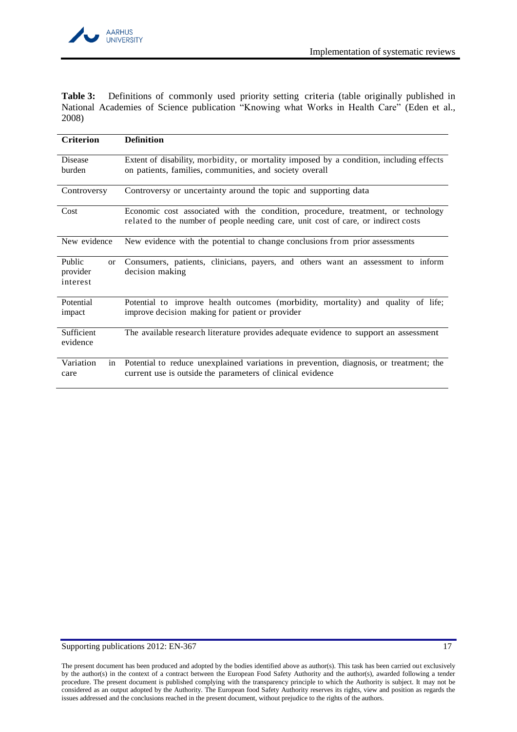**Table 3:** Definitions of commonly used priority setting criteria (table originally published in National Academies of Science publication "Knowing what Works in Health Care" (Eden et al., 2008)

| Criterion | Definition |
|---|---|
| Disease burden | Extent of disability, morbidity, or mortality imposed by a condition, including effects on patients, families, communities, and society overall |
| Controversy | Controversy or uncertainty around the topic and supporting data |
| Cost | Economic cost associated with the condition, procedure, treatment, or technology related to the number of people needing care, unit cost of care, or indirect costs |
| New evidence | New evidence with the potential to change conclusions from prior assessments |
| Public or provider interest | Consumers, patients, clinicians, payers, and others want an assessment to inform decision making |
| Potential impact | Potential to improve health outcomes (morbidity, mortality) and quality of life; improve decision making for patient or provider |
| Sufficient evidence | The available research literature provides adequate evidence to support an assessment |
| Variation in care | Potential to reduce unexplained variations in prevention, diagnosis, or treatment; the current use is outside the parameters of clinical evidence |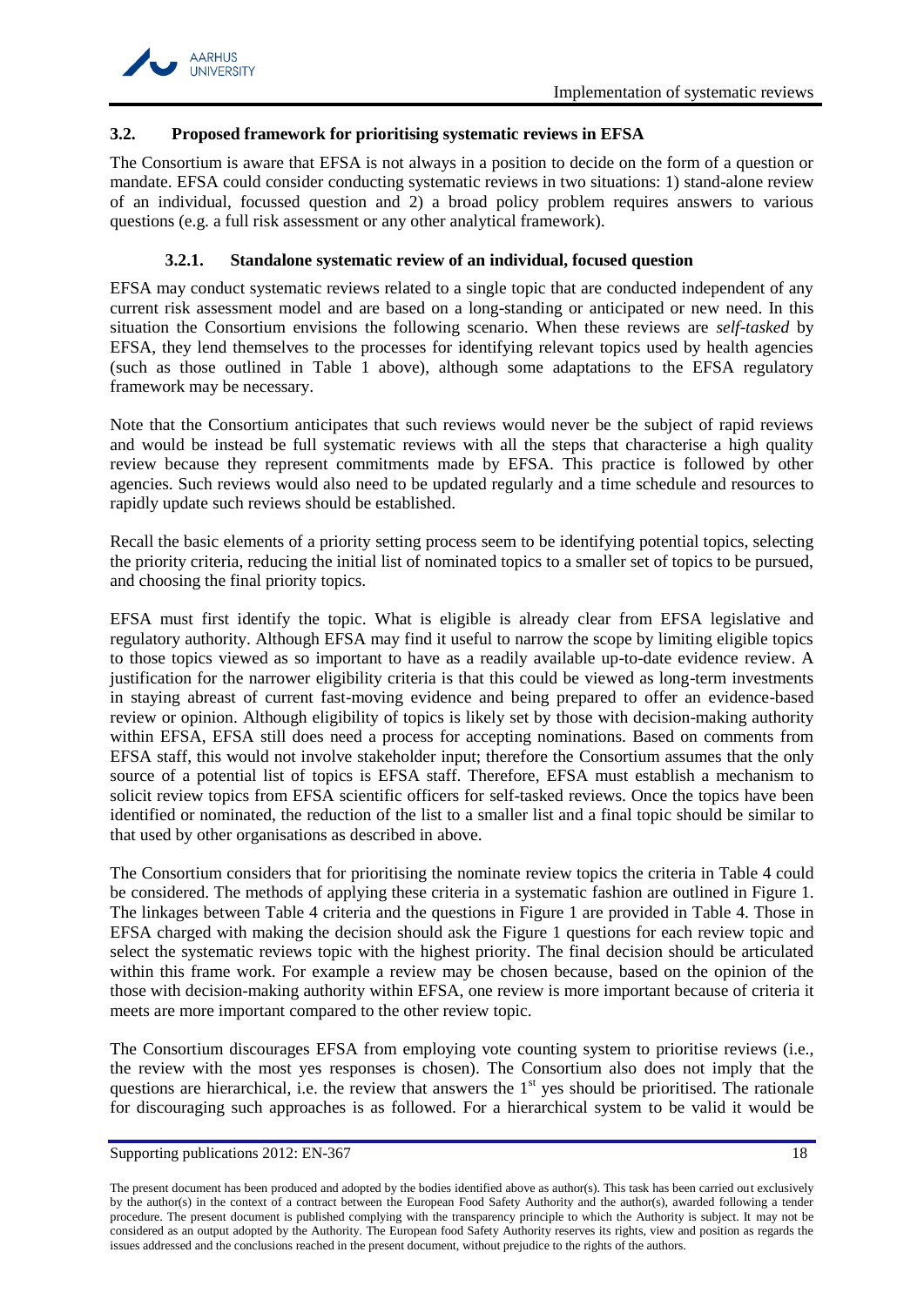### 3.2. Proposed framework for prioritising systematic reviews in EFSA

The Consortium is aware that EFSA is not always in a position to decide on the form of a question or mandate. EFSA could consider conducting systematic reviews in two situations: 1) stand-alone review of an individual, focussed question and 2) a broad policy problem requires answers to various questions (e.g. a full risk assessment or any other analytical framework).

#### 3.2.1. Standalone systematic review of an individual, focused question

EFSA may conduct systematic reviews related to a single topic that are conducted independent of any current risk assessment model and are based on a long-standing or anticipated or new need. In this situation the Consortium envisions the following scenario. When these reviews are *self-tasked* by EFSA, they lend themselves to the processes for identifying relevant topics used by health agencies (such as those outlined in Table 1 above), although some adaptations to the EFSA regulatory framework may be necessary.

Note that the Consortium anticipates that such reviews would never be the subject of rapid reviews and would be instead be full systematic reviews with all the steps that characterise a high quality review because they represent commitments made by EFSA. This practice is followed by other agencies. Such reviews would also need to be updated regularly and a time schedule and resources to rapidly update such reviews should be established.

Recall the basic elements of a priority setting process seem to be identifying potential topics, selecting the priority criteria, reducing the initial list of nominated topics to a smaller set of topics to be pursued, and choosing the final priority topics.

EFSA must first identify the topic. What is eligible is already clear from EFSA legislative and regulatory authority. Although EFSA may find it useful to narrow the scope by limiting eligible topics to those topics viewed as so important to have as a readily available up-to-date evidence review. A justification for the narrower eligibility criteria is that this could be viewed as long-term investments in staying abreast of current fast-moving evidence and being prepared to offer an evidence-based review or opinion. Although eligibility of topics is likely set by those with decision-making authority within EFSA, EFSA still does need a process for accepting nominations. Based on comments from EFSA staff, this would not involve stakeholder input; therefore the Consortium assumes that the only source of a potential list of topics is EFSA staff. Therefore, EFSA must establish a mechanism to solicit review topics from EFSA scientific officers for self-tasked reviews. Once the topics have been identified or nominated, the reduction of the list to a smaller list and a final topic should be similar to that used by other organisations as described in above.

The Consortium considers that for prioritising the nominate review topics the criteria in Table 4 could be considered. The methods of applying these criteria in a systematic fashion are outlined in Figure 1. The linkages between Table 4 criteria and the questions in Figure 1 are provided in Table 4. Those in EFSA charged with making the decision should ask the Figure 1 questions for each review topic and select the systematic reviews topic with the highest priority. The final decision should be articulated within this frame work. For example a review may be chosen because, based on the opinion of the those with decision-making authority within EFSA, one review is more important because of criteria it meets are more important compared to the other review topic.

The Consortium discourages EFSA from employing vote counting system to prioritise reviews (i.e., the review with the most yes responses is chosen). The Consortium also does not imply that the questions are hierarchical, i.e. the review that answers the 1st yes should be prioritised. The rationale for discouraging such approaches is as followed. For a hierarchical system to be valid it would be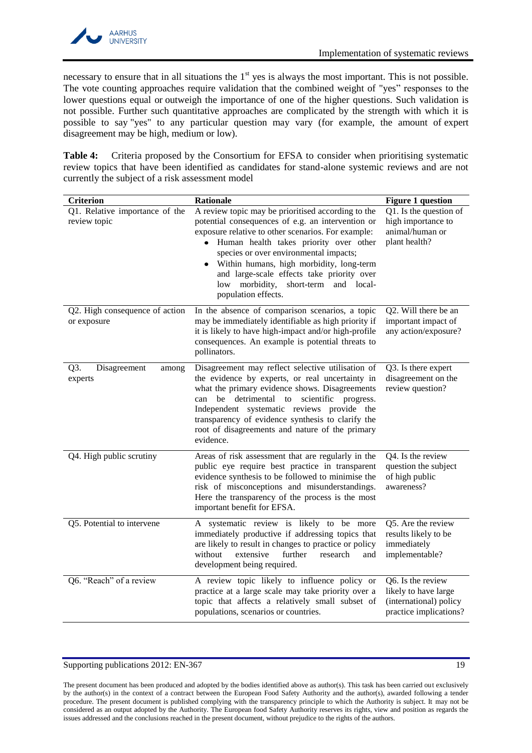necessary to ensure that in all situations the 1st yes is always the most important. This is not possible. The vote counting approaches require validation that the combined weight of "yes" responses to the lower questions equal or outweigh the importance of one of the higher questions. Such validation is not possible. Further such quantitative approaches are complicated by the strength with which it is possible to say "yes" to any particular question may vary (for example, the amount of expert disagreement may be high, medium or low).

**Table 4:** Criteria proposed by the Consortium for EFSA to consider when prioritising systematic review topics that have been identified as candidates for stand-alone systemic reviews and are not currently the subject of a risk assessment model

| Criterion | Rationale | Figure 1 question |
|---|---|---|
| Q1. Relative importance of the review topic | A review topic may be prioritised according to the potential consequences of e.g. an intervention or exposure relative to other scenarios. For example: • Human health takes priority over other species or over environmental impacts; • Within humans, high morbidity, long-term and large-scale effects take priority over low morbidity, short-term and local-population effects. | Q1. Is the question of high importance to animal/human or plant health? |
| Q2. High consequence of action or exposure | In the absence of comparison scenarios, a topic may be immediately identifiable as high priority if it is likely to have high-impact and/or high-profile consequences. An example is potential threats to pollinators. | Q2. Will there be an important impact of any action/exposure? |
| Q3. Disagreement among experts | Disagreement may reflect selective utilisation of the evidence by experts, or real uncertainty in what the primary evidence shows. Disagreements can be detrimental to scientific progress. Independent systematic reviews provide the transparency of evidence synthesis to clarify the root of disagreements and nature of the primary evidence. | Q3. Is there expert disagreement on the review question? |
| Q4. High public scrutiny | Areas of risk assessment that are regularly in the public eye require best practice in transparent evidence synthesis to be followed to minimise the risk of misconceptions and misunderstandings. Here the transparency of the process is the most important benefit for EFSA. | Q4. Is the review question the subject of high public awareness? |
| Q5. Potential to intervene | A systematic review is likely to be more immediately productive if addressing topics that are likely to result in changes to practice or policy without extensive further research and development being required. | Q5. Are the review results likely to be immediately implementable? |
| Q6. "Reach" of a review | A review topic likely to influence policy or practice at a large scale may take priority over a topic that affects a relatively small subset of populations, scenarios or countries. | Q6. Is the review likely to have large (international) policy practice implications? |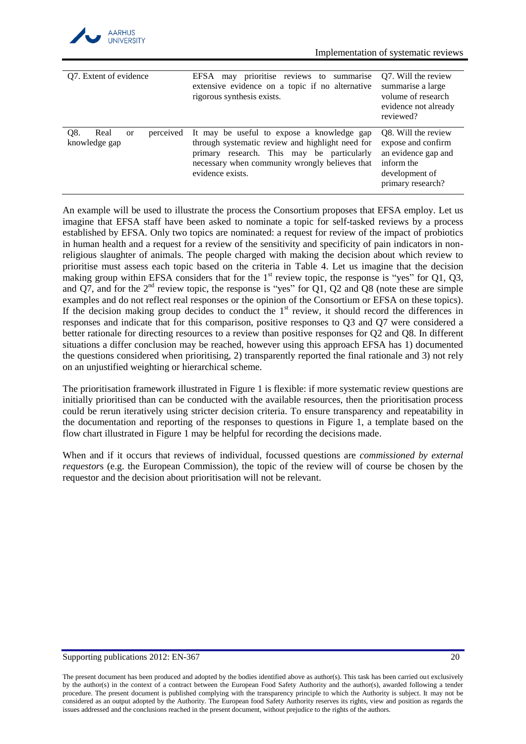| | | |
|---|---|---|
| Q7. Extent of evidence | EFSA may prioritise reviews to summarise extensive evidence on a topic if no alternative rigorous synthesis exists. | Q7. Will the review summarise a large volume of research evidence not already reviewed? |
| Q8. Real or perceived knowledge gap | It may be useful to expose a knowledge gap through systematic review and highlight need for primary research. This may be particularly necessary when community wrongly believes that evidence exists. | Q8. Will the review expose and confirm an evidence gap and inform the development of primary research? |

An example will be used to illustrate the process the Consortium proposes that EFSA employ. Let us imagine that EFSA staff have been asked to nominate a topic for self-tasked reviews by a process established by EFSA. Only two topics are nominated: a request for review of the impact of probiotics in human health and a request for a review of the sensitivity and specificity of pain indicators in non-religious slaughter of animals. The people charged with making the decision about which review to prioritise must assess each topic based on the criteria in Table 4. Let us imagine that the decision making group within EFSA considers that for the 1st review topic, the response is "yes" for Q1, Q3, and Q7, and for the 2nd review topic, the response is "yes" for Q1, Q2 and Q8 (note these are simple examples and do not reflect real responses or the opinion of the Consortium or EFSA on these topics). If the decision making group decides to conduct the 1st review, it should record the differences in responses and indicate that for this comparison, positive responses to Q3 and Q7 were considered a better rationale for directing resources to a review than positive responses for Q2 and Q8. In different situations a differ conclusion may be reached, however using this approach EFSA has 1) documented the questions considered when prioritising, 2) transparently reported the final rationale and 3) not rely on an unjustified weighting or hierarchical scheme.

The prioritisation framework illustrated in Figure 1 is flexible: if more systematic review questions are initially prioritised than can be conducted with the available resources, then the prioritisation process could be rerun iteratively using stricter decision criteria. To ensure transparency and repeatability in the documentation and reporting of the responses to questions in Figure 1, a template based on the flow chart illustrated in Figure 1 may be helpful for recording the decisions made.

When and if it occurs that reviews of individual, focussed questions are *commissioned by external requestors* (e.g. the European Commission), the topic of the review will of course be chosen by the requestor and the decision about prioritisation will not be relevant.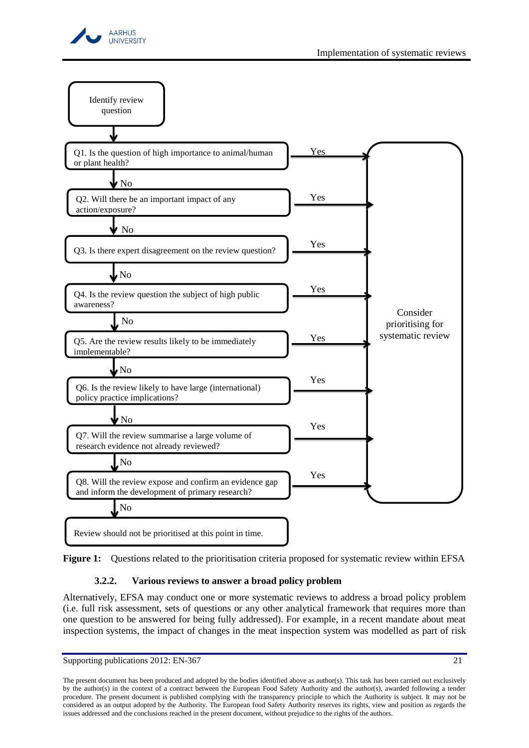Identify review question

Q1. Is the question of high importance to animal/human or plant health?

Q2. Will there be an important impact of any action/exposure?

Q3. Is there expert disagreement on the review question?

Q4. Is the review question the subject of high public awareness?

Q5. Are the review results likely to be immediately implementable?

Q6. Is the review likely to have large (international) policy practice implications?

Q7. Will the review summarise a large volume of research evidence not already reviewed?

Q8. Will the review expose and confirm an evidence gap and inform the development of primary research?

Yes → Consider prioritising for systematic review

No (after Q8) → Review should not be prioritised at this point in time.

**Figure 1:** Questions related to the prioritisation criteria proposed for systematic review within EFSA

### 3.2.2. Various reviews to answer a broad policy problem

Alternatively, EFSA may conduct one or more systematic reviews to address a broad policy problem (i.e. full risk assessment, sets of questions or any other analytical framework that requires more than one question to be answered for being fully addressed). For example, in a recent mandate about meat inspection systems, the impact of changes in the meat inspection system was modelled as part of risk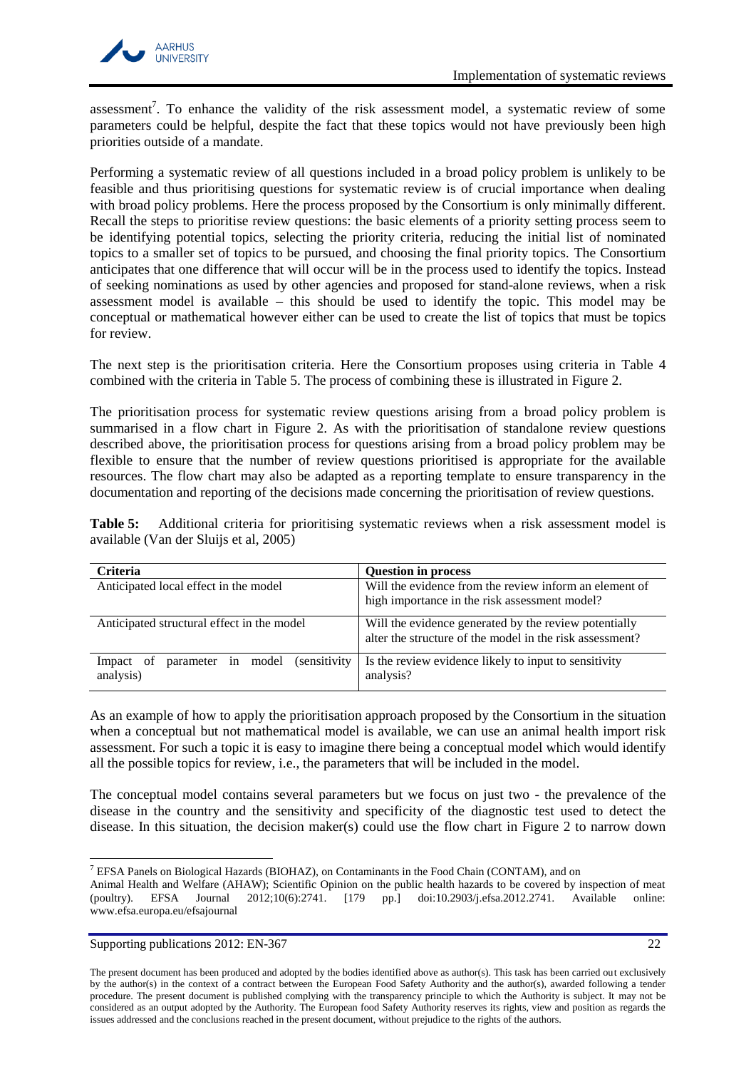assessment[7]. To enhance the validity of the risk assessment model, a systematic review of some parameters could be helpful, despite the fact that these topics would not have previously been high priorities outside of a mandate.

Performing a systematic review of all questions included in a broad policy problem is unlikely to be feasible and thus prioritising questions for systematic review is of crucial importance when dealing with broad policy problems. Here the process proposed by the Consortium is only minimally different. Recall the steps to prioritise review questions: the basic elements of a priority setting process seem to be identifying potential topics, selecting the priority criteria, reducing the initial list of nominated topics to a smaller set of topics to be pursued, and choosing the final priority topics. The Consortium anticipates that one difference that will occur will be in the process used to identify the topics. Instead of seeking nominations as used by other agencies and proposed for stand-alone reviews, when a risk assessment model is available – this should be used to identify the topic. This model may be conceptual or mathematical however either can be used to create the list of topics that must be topics for review.

The next step is the prioritisation criteria. Here the Consortium proposes using criteria in Table 4 combined with the criteria in Table 5. The process of combining these is illustrated in Figure 2.

The prioritisation process for systematic review questions arising from a broad policy problem is summarised in a flow chart in Figure 2. As with the prioritisation of standalone review questions described above, the prioritisation process for questions arising from a broad policy problem may be flexible to ensure that the number of review questions prioritised is appropriate for the available resources. The flow chart may also be adapted as a reporting template to ensure transparency in the documentation and reporting of the decisions made concerning the prioritisation of review questions.

**Table 5:** Additional criteria for prioritising systematic reviews when a risk assessment model is available (Van der Sluijs et al, 2005)

| Criteria | Question in process |
|---|---|
| Anticipated local effect in the model | Will the evidence from the review inform an element of high importance in the risk assessment model? |
| Anticipated structural effect in the model | Will the evidence generated by the review potentially alter the structure of the model in the risk assessment? |
| Impact of parameter in model (sensitivity analysis) | Is the review evidence likely to input to sensitivity analysis? |

As an example of how to apply the prioritisation approach proposed by the Consortium in the situation when a conceptual but not mathematical model is available, we can use an animal health import risk assessment. For such a topic it is easy to imagine there being a conceptual model which would identify all the possible topics for review, i.e., the parameters that will be included in the model.

The conceptual model contains several parameters but we focus on just two - the prevalence of the disease in the country and the sensitivity and specificity of the diagnostic test used to detect the disease. In this situation, the decision maker(s) could use the flow chart in Figure 2 to narrow down

[7] EFSA Panels on Biological Hazards (BIOHAZ), on Contaminants in the Food Chain (CONTAM), and on Animal Health and Welfare (AHAW); Scientific Opinion on the public health hazards to be covered by inspection of meat (poultry). EFSA Journal 2012;10(6):2741. [179 pp.] doi:10.2903/j.efsa.2012.2741. Available online: www.efsa.europa.eu/efsajournal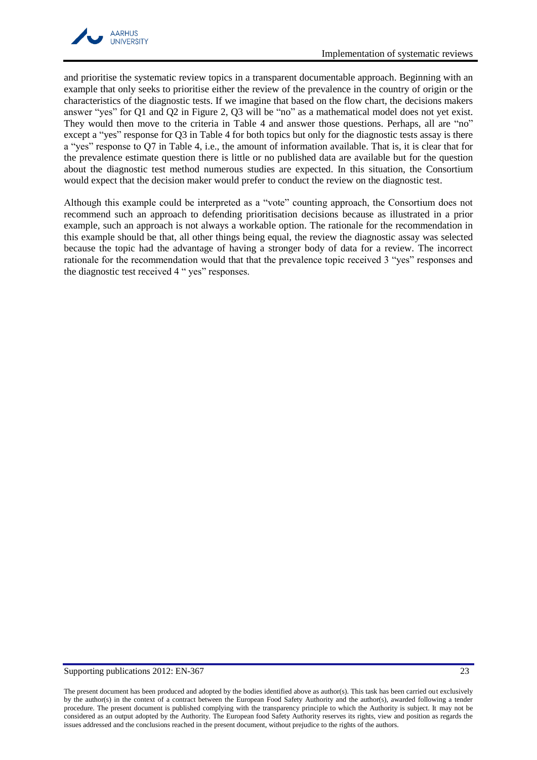and prioritise the systematic review topics in a transparent documentable approach. Beginning with an example that only seeks to prioritise either the review of the prevalence in the country of origin or the characteristics of the diagnostic tests. If we imagine that based on the flow chart, the decisions makers answer "yes" for Q1 and Q2 in Figure 2, Q3 will be "no" as a mathematical model does not yet exist. They would then move to the criteria in Table 4 and answer those questions. Perhaps, all are "no" except a "yes" response for Q3 in Table 4 for both topics but only for the diagnostic tests assay is there a "yes" response to Q7 in Table 4, i.e., the amount of information available. That is, it is clear that for the prevalence estimate question there is little or no published data are available but for the question about the diagnostic test method numerous studies are expected. In this situation, the Consortium would expect that the decision maker would prefer to conduct the review on the diagnostic test.

Although this example could be interpreted as a "vote" counting approach, the Consortium does not recommend such an approach to defending prioritisation decisions because as illustrated in a prior example, such an approach is not always a workable option. The rationale for the recommendation in this example should be that, all other things being equal, the review the diagnostic assay was selected because the topic had the advantage of having a stronger body of data for a review. The incorrect rationale for the recommendation would that that the prevalence topic received 3 "yes" responses and the diagnostic test received 4 " yes" responses.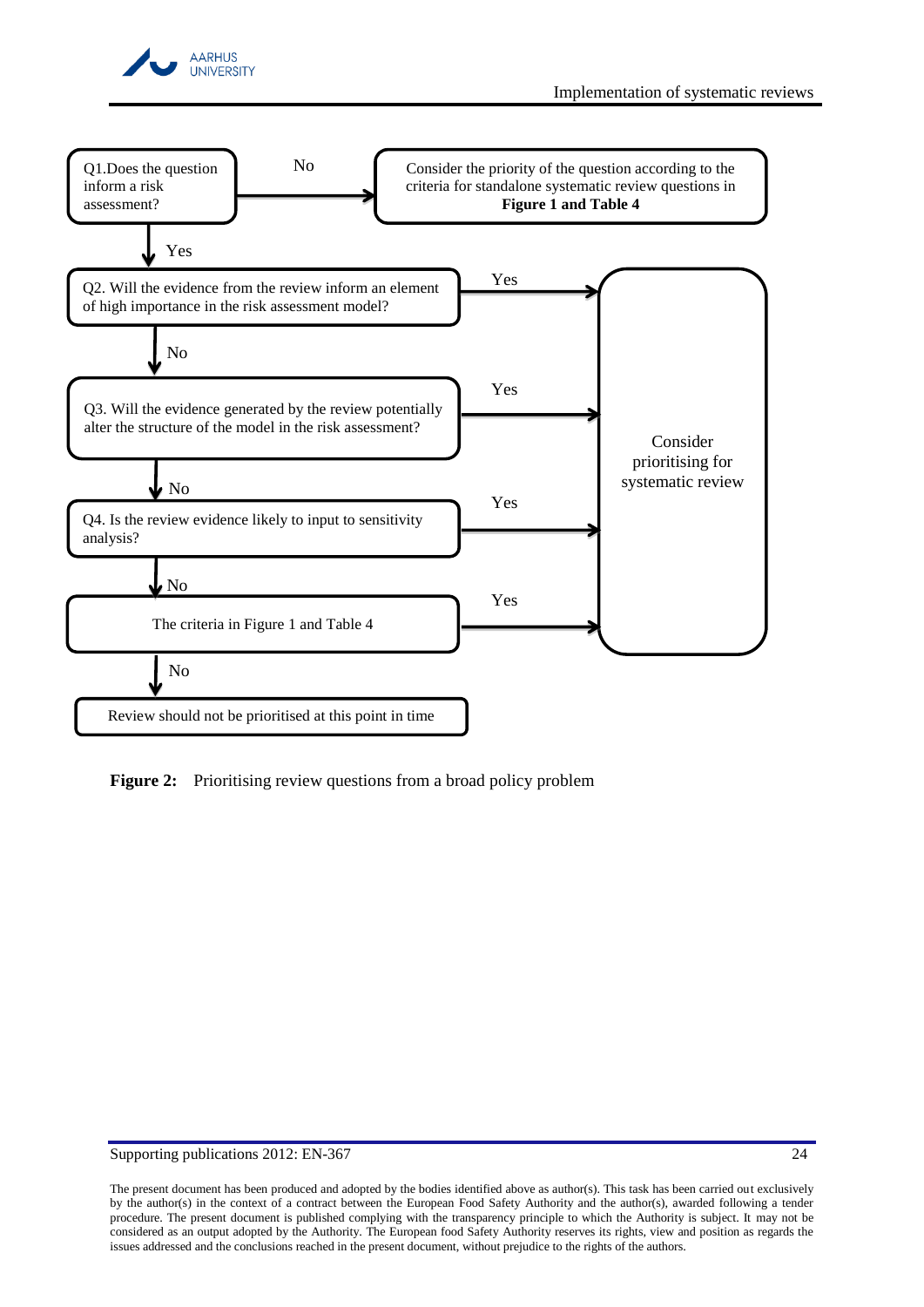Q1. Does the question inform a risk assessment?

- No → Consider the priority of the question according to the criteria for standalone systematic review questions in **Figure 1 and Table 4**
- Yes → Q2

Q2. Will the evidence from the review inform an element of high importance in the risk assessment model?

- Yes → Consider prioritising for systematic review
- No → Q3

Q3. Will the evidence generated by the review potentially alter the structure of the model in the risk assessment?

- Yes → Consider prioritising for systematic review
- No → Q4

Q4. Is the review evidence likely to input to sensitivity analysis?

- Yes → Consider prioritising for systematic review
- No → The criteria in Figure 1 and Table 4

The criteria in Figure 1 and Table 4

- Yes → Consider prioritising for systematic review
- No → Review should not be prioritised at this point in time

**Figure 2:** Prioritising review questions from a broad policy problem

The present document has been produced and adopted by the bodies identified above as author(s). This task has been carried out exclusively by the author(s) in the context of a contract between the European Food Safety Authority and the author(s), awarded following a tender procedure. The present document is published complying with the transparency principle to which the Authority is subject. It may not be considered as an output adopted by the Authority. The European food Safety Authority reserves its rights, view and position as regards the issues addressed and the conclusions reached in the present document, without prejudice to the rights of the authors.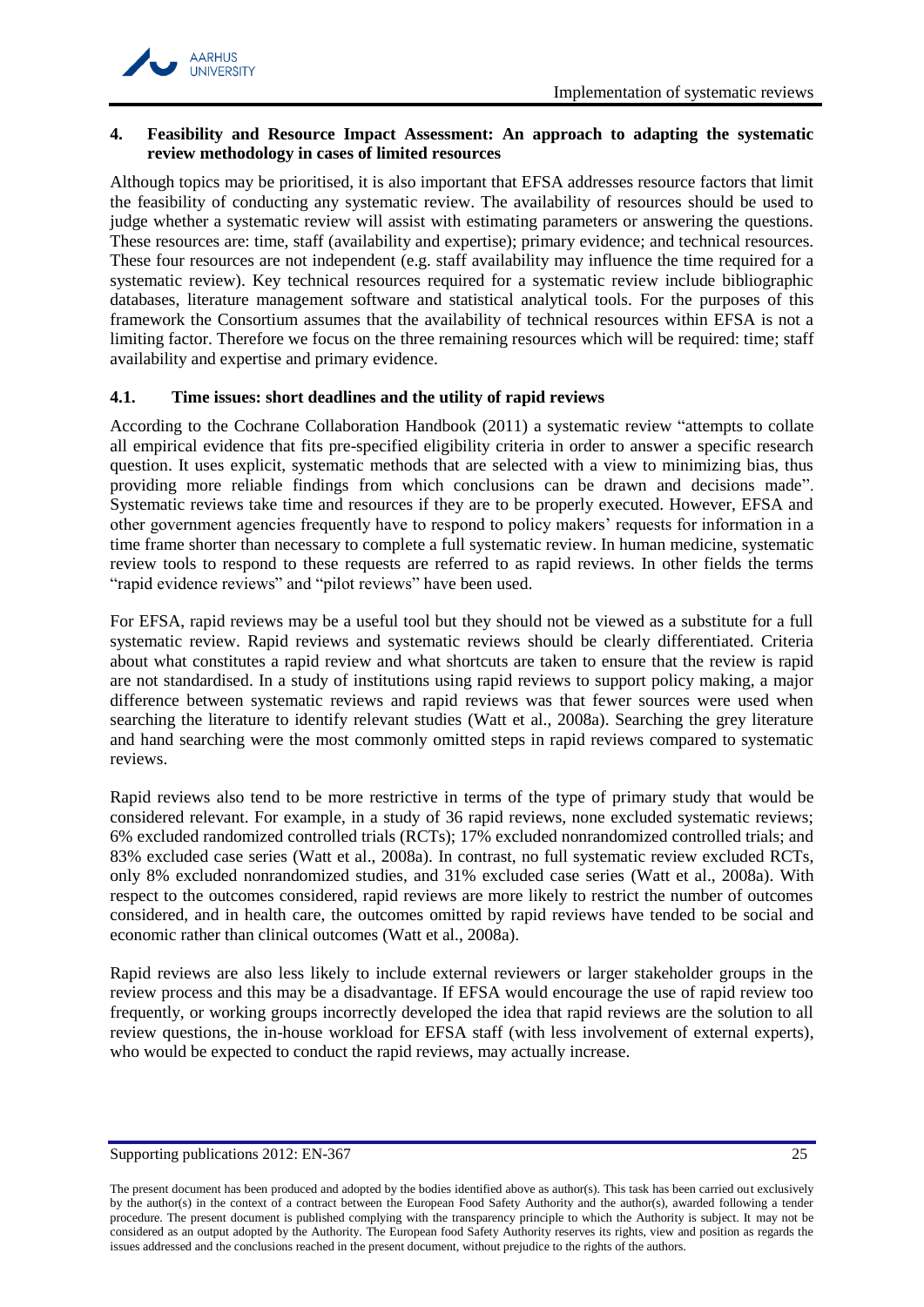## 4. Feasibility and Resource Impact Assessment: An approach to adapting the systematic review methodology in cases of limited resources

Although topics may be prioritised, it is also important that EFSA addresses resource factors that limit the feasibility of conducting any systematic review. The availability of resources should be used to judge whether a systematic review will assist with estimating parameters or answering the questions. These resources are: time, staff (availability and expertise); primary evidence; and technical resources. These four resources are not independent (e.g. staff availability may influence the time required for a systematic review). Key technical resources required for a systematic review include bibliographic databases, literature management software and statistical analytical tools. For the purposes of this framework the Consortium assumes that the availability of technical resources within EFSA is not a limiting factor. Therefore we focus on the three remaining resources which will be required: time; staff availability and expertise and primary evidence.

### 4.1. Time issues: short deadlines and the utility of rapid reviews

According to the Cochrane Collaboration Handbook (2011) a systematic review "attempts to collate all empirical evidence that fits pre-specified eligibility criteria in order to answer a specific research question. It uses explicit, systematic methods that are selected with a view to minimizing bias, thus providing more reliable findings from which conclusions can be drawn and decisions made". Systematic reviews take time and resources if they are to be properly executed. However, EFSA and other government agencies frequently have to respond to policy makers' requests for information in a time frame shorter than necessary to complete a full systematic review. In human medicine, systematic review tools to respond to these requests are referred to as rapid reviews. In other fields the terms "rapid evidence reviews" and "pilot reviews" have been used.

For EFSA, rapid reviews may be a useful tool but they should not be viewed as a substitute for a full systematic review. Rapid reviews and systematic reviews should be clearly differentiated. Criteria about what constitutes a rapid review and what shortcuts are taken to ensure that the review is rapid are not standardised. In a study of institutions using rapid reviews to support policy making, a major difference between systematic reviews and rapid reviews was that fewer sources were used when searching the literature to identify relevant studies (Watt et al., 2008a). Searching the grey literature and hand searching were the most commonly omitted steps in rapid reviews compared to systematic reviews.

Rapid reviews also tend to be more restrictive in terms of the type of primary study that would be considered relevant. For example, in a study of 36 rapid reviews, none excluded systematic reviews; 6% excluded randomized controlled trials (RCTs); 17% excluded nonrandomized controlled trials; and 83% excluded case series (Watt et al., 2008a). In contrast, no full systematic review excluded RCTs, only 8% excluded nonrandomized studies, and 31% excluded case series (Watt et al., 2008a). With respect to the outcomes considered, rapid reviews are more likely to restrict the number of outcomes considered, and in health care, the outcomes omitted by rapid reviews have tended to be social and economic rather than clinical outcomes (Watt et al., 2008a).

Rapid reviews are also less likely to include external reviewers or larger stakeholder groups in the review process and this may be a disadvantage. If EFSA would encourage the use of rapid review too frequently, or working groups incorrectly developed the idea that rapid reviews are the solution to all review questions, the in-house workload for EFSA staff (with less involvement of external experts), who would be expected to conduct the rapid reviews, may actually increase.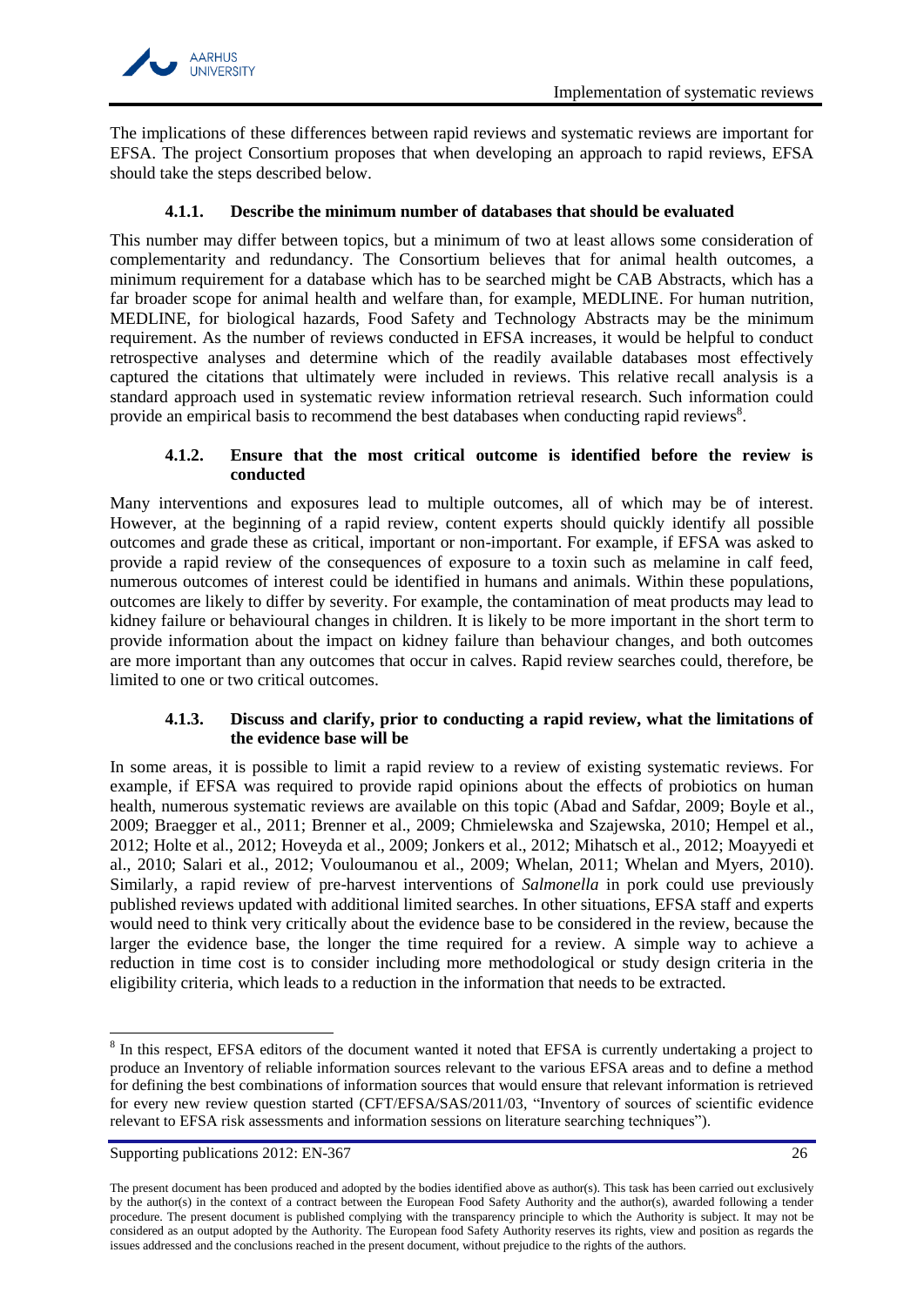The implications of these differences between rapid reviews and systematic reviews are important for EFSA. The project Consortium proposes that when developing an approach to rapid reviews, EFSA should take the steps described below.

#### 4.1.1. Describe the minimum number of databases that should be evaluated

This number may differ between topics, but a minimum of two at least allows some consideration of complementarity and redundancy. The Consortium believes that for animal health outcomes, a minimum requirement for a database which has to be searched might be CAB Abstracts, which has a far broader scope for animal health and welfare than, for example, MEDLINE. For human nutrition, MEDLINE, for biological hazards, Food Safety and Technology Abstracts may be the minimum requirement. As the number of reviews conducted in EFSA increases, it would be helpful to conduct retrospective analyses and determine which of the readily available databases most effectively captured the citations that ultimately were included in reviews. This relative recall analysis is a standard approach used in systematic review information retrieval research. Such information could provide an empirical basis to recommend the best databases when conducting rapid reviews[8].

#### 4.1.2. Ensure that the most critical outcome is identified before the review is conducted

Many interventions and exposures lead to multiple outcomes, all of which may be of interest. However, at the beginning of a rapid review, content experts should quickly identify all possible outcomes and grade these as critical, important or non-important. For example, if EFSA was asked to provide a rapid review of the consequences of exposure to a toxin such as melamine in calf feed, numerous outcomes of interest could be identified in humans and animals. Within these populations, outcomes are likely to differ by severity. For example, the contamination of meat products may lead to kidney failure or behavioural changes in children. It is likely to be more important in the short term to provide information about the impact on kidney failure than behaviour changes, and both outcomes are more important than any outcomes that occur in calves. Rapid review searches could, therefore, be limited to one or two critical outcomes.

#### 4.1.3. Discuss and clarify, prior to conducting a rapid review, what the limitations of the evidence base will be

In some areas, it is possible to limit a rapid review to a review of existing systematic reviews. For example, if EFSA was required to provide rapid opinions about the effects of probiotics on human health, numerous systematic reviews are available on this topic (Abad and Safdar, 2009; Boyle et al., 2009; Braegger et al., 2011; Brenner et al., 2009; Chmielewska and Szajewska, 2010; Hempel et al., 2012; Holte et al., 2012; Hoveyda et al., 2009; Jonkers et al., 2012; Mihatsch et al., 2012; Moayyedi et al., 2010; Salari et al., 2012; Vouloumanou et al., 2009; Whelan, 2011; Whelan and Myers, 2010). Similarly, a rapid review of pre-harvest interventions of *Salmonella* in pork could use previously published reviews updated with additional limited searches. In other situations, EFSA staff and experts would need to think very critically about the evidence base to be considered in the review, because the larger the evidence base, the longer the time required for a review. A simple way to achieve a reduction in time cost is to consider including more methodological or study design criteria in the eligibility criteria, which leads to a reduction in the information that needs to be extracted.

---

[8] In this respect, EFSA editors of the document wanted it noted that EFSA is currently undertaking a project to produce an Inventory of reliable information sources relevant to the various EFSA areas and to define a method for defining the best combinations of information sources that would ensure that relevant information is retrieved for every new review question started (CFT/EFSA/SAS/2011/03, "Inventory of sources of scientific evidence relevant to EFSA risk assessments and information sessions on literature searching techniques").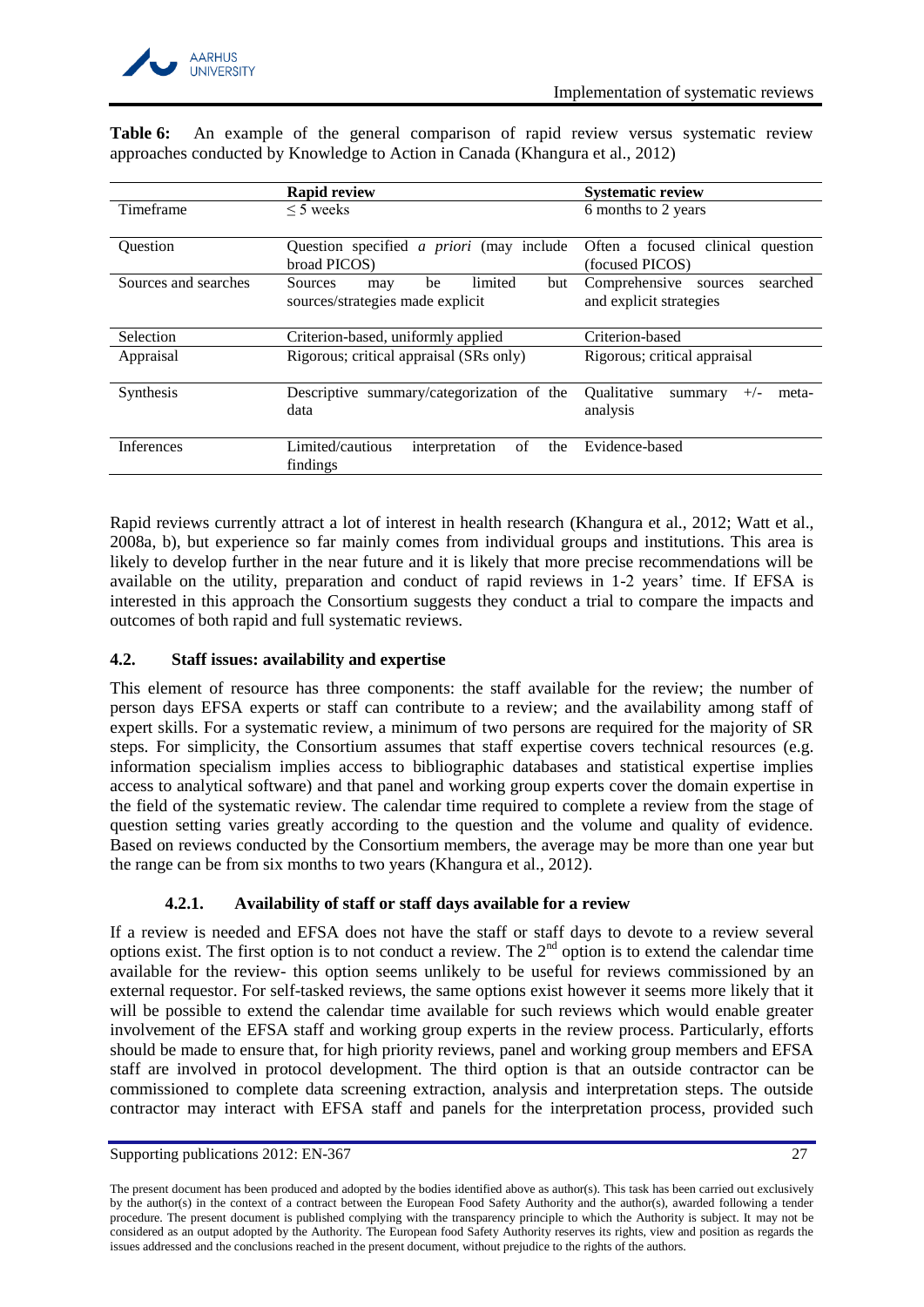**Table 6:** An example of the general comparison of rapid review versus systematic review approaches conducted by Knowledge to Action in Canada (Khangura et al., 2012)

| | **Rapid review** | **Systematic review** |
|---|---|---|
| Timeframe | ≤ 5 weeks | 6 months to 2 years |
| Question | Question specified *a priori* (may include broad PICOS) | Often a focused clinical question (focused PICOS) |
| Sources and searches | Sources may be limited but sources/strategies made explicit | Comprehensive sources searched and explicit strategies |
| Selection | Criterion-based, uniformly applied | Criterion-based |
| Appraisal | Rigorous; critical appraisal (SRs only) | Rigorous; critical appraisal |
| Synthesis | Descriptive summary/categorization of the data | Qualitative summary +/- meta-analysis |
| Inferences | Limited/cautious interpretation of the findings | Evidence-based |

Rapid reviews currently attract a lot of interest in health research (Khangura et al., 2012; Watt et al., 2008a, b), but experience so far mainly comes from individual groups and institutions. This area is likely to develop further in the near future and it is likely that more precise recommendations will be available on the utility, preparation and conduct of rapid reviews in 1-2 years' time. If EFSA is interested in this approach the Consortium suggests they conduct a trial to compare the impacts and outcomes of both rapid and full systematic reviews.

## 4.2. Staff issues: availability and expertise

This element of resource has three components: the staff available for the review; the number of person days EFSA experts or staff can contribute to a review; and the availability among staff of expert skills. For a systematic review, a minimum of two persons are required for the majority of SR steps. For simplicity, the Consortium assumes that staff expertise covers technical resources (e.g. information specialism implies access to bibliographic databases and statistical expertise implies access to analytical software) and that panel and working group experts cover the domain expertise in the field of the systematic review. The calendar time required to complete a review from the stage of question setting varies greatly according to the question and the volume and quality of evidence. Based on reviews conducted by the Consortium members, the average may be more than one year but the range can be from six months to two years (Khangura et al., 2012).

### 4.2.1. Availability of staff or staff days available for a review

If a review is needed and EFSA does not have the staff or staff days to devote to a review several options exist. The first option is to not conduct a review. The 2[nd] option is to extend the calendar time available for the review- this option seems unlikely to be useful for reviews commissioned by an external requestor. For self-tasked reviews, the same options exist however it seems more likely that it will be possible to extend the calendar time available for such reviews which would enable greater involvement of the EFSA staff and working group experts in the review process. Particularly, efforts should be made to ensure that, for high priority reviews, panel and working group members and EFSA staff are involved in protocol development. The third option is that an outside contractor can be commissioned to complete data screening extraction, analysis and interpretation steps. The outside contractor may interact with EFSA staff and panels for the interpretation process, provided such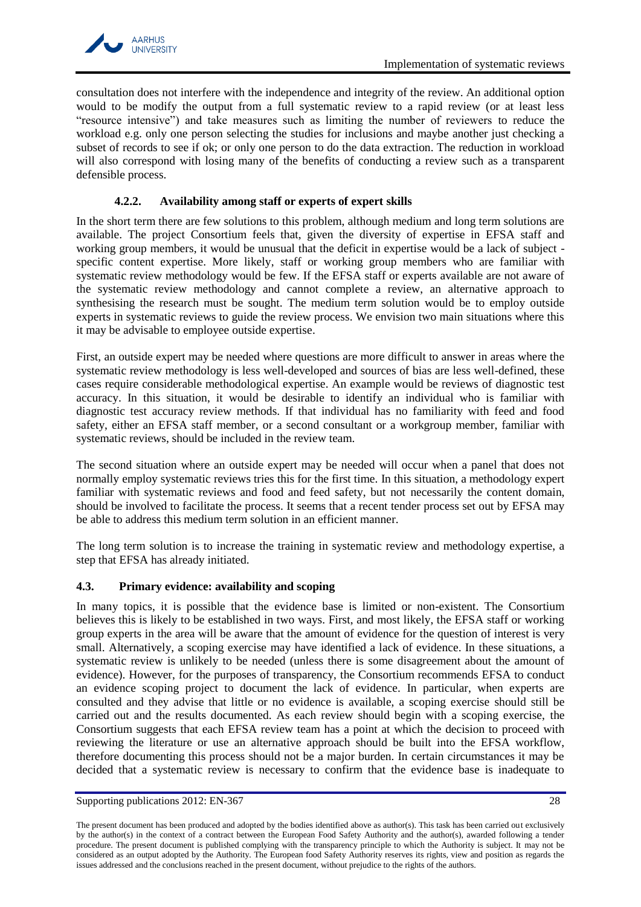consultation does not interfere with the independence and integrity of the review. An additional option would to be modify the output from a full systematic review to a rapid review (or at least less "resource intensive") and take measures such as limiting the number of reviewers to reduce the workload e.g. only one person selecting the studies for inclusions and maybe another just checking a subset of records to see if ok; or only one person to do the data extraction. The reduction in workload will also correspond with losing many of the benefits of conducting a review such as a transparent defensible process.

### 4.2.2. Availability among staff or experts of expert skills

In the short term there are few solutions to this problem, although medium and long term solutions are available. The project Consortium feels that, given the diversity of expertise in EFSA staff and working group members, it would be unusual that the deficit in expertise would be a lack of subject - specific content expertise. More likely, staff or working group members who are familiar with systematic review methodology would be few. If the EFSA staff or experts available are not aware of the systematic review methodology and cannot complete a review, an alternative approach to synthesising the research must be sought. The medium term solution would be to employ outside experts in systematic reviews to guide the review process. We envision two main situations where this it may be advisable to employee outside expertise.

First, an outside expert may be needed where questions are more difficult to answer in areas where the systematic review methodology is less well-developed and sources of bias are less well-defined, these cases require considerable methodological expertise. An example would be reviews of diagnostic test accuracy. In this situation, it would be desirable to identify an individual who is familiar with diagnostic test accuracy review methods. If that individual has no familiarity with feed and food safety, either an EFSA staff member, or a second consultant or a workgroup member, familiar with systematic reviews, should be included in the review team.

The second situation where an outside expert may be needed will occur when a panel that does not normally employ systematic reviews tries this for the first time. In this situation, a methodology expert familiar with systematic reviews and food and feed safety, but not necessarily the content domain, should be involved to facilitate the process. It seems that a recent tender process set out by EFSA may be able to address this medium term solution in an efficient manner.

The long term solution is to increase the training in systematic review and methodology expertise, a step that EFSA has already initiated.

## 4.3. Primary evidence: availability and scoping

In many topics, it is possible that the evidence base is limited or non-existent. The Consortium believes this is likely to be established in two ways. First, and most likely, the EFSA staff or working group experts in the area will be aware that the amount of evidence for the question of interest is very small. Alternatively, a scoping exercise may have identified a lack of evidence. In these situations, a systematic review is unlikely to be needed (unless there is some disagreement about the amount of evidence). However, for the purposes of transparency, the Consortium recommends EFSA to conduct an evidence scoping project to document the lack of evidence. In particular, when experts are consulted and they advise that little or no evidence is available, a scoping exercise should still be carried out and the results documented. As each review should begin with a scoping exercise, the Consortium suggests that each EFSA review team has a point at which the decision to proceed with reviewing the literature or use an alternative approach should be built into the EFSA workflow, therefore documenting this process should not be a major burden. In certain circumstances it may be decided that a systematic review is necessary to confirm that the evidence base is inadequate to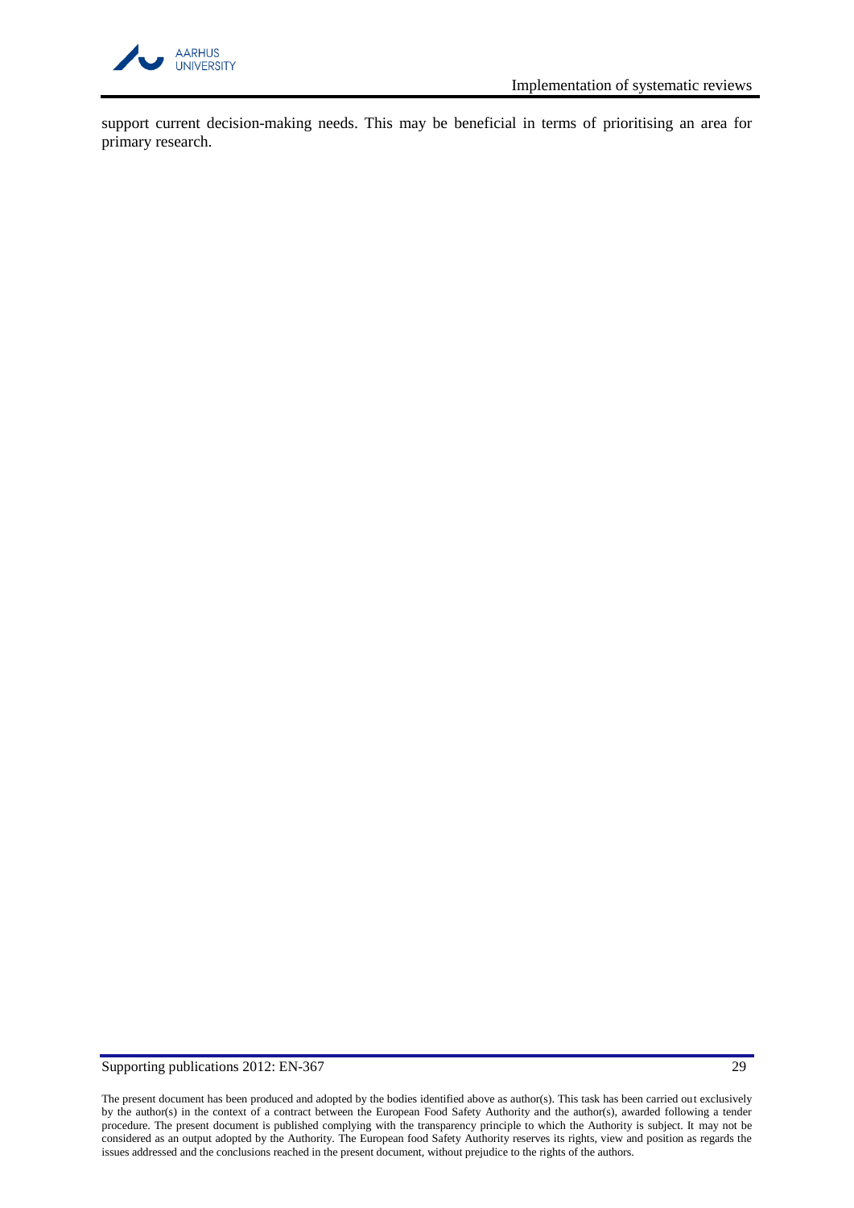support current decision-making needs. This may be beneficial in terms of prioritising an area for primary research.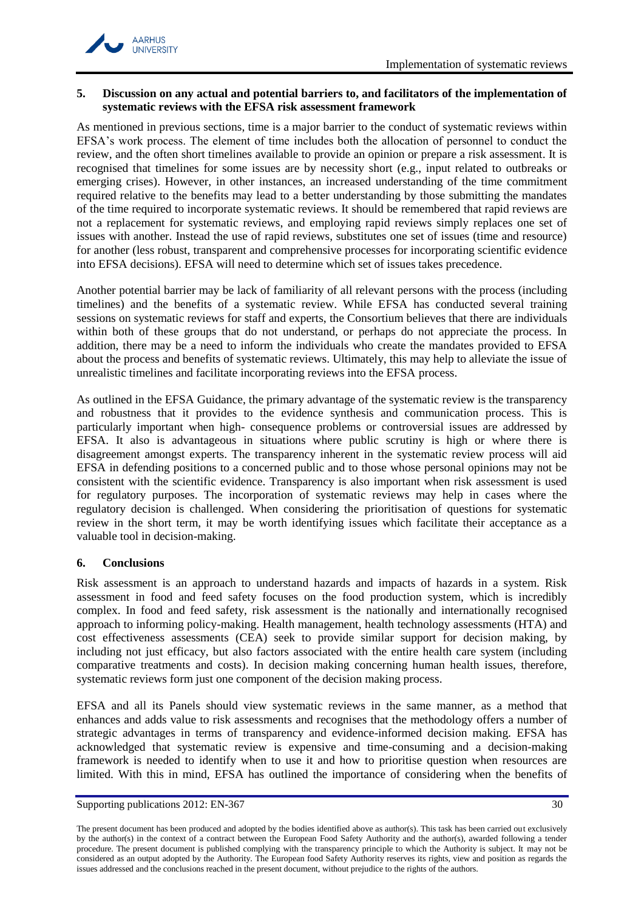## 5. Discussion on any actual and potential barriers to, and facilitators of the implementation of systematic reviews with the EFSA risk assessment framework

As mentioned in previous sections, time is a major barrier to the conduct of systematic reviews within EFSA's work process. The element of time includes both the allocation of personnel to conduct the review, and the often short timelines available to provide an opinion or prepare a risk assessment. It is recognised that timelines for some issues are by necessity short (e.g., input related to outbreaks or emerging crises). However, in other instances, an increased understanding of the time commitment required relative to the benefits may lead to a better understanding by those submitting the mandates of the time required to incorporate systematic reviews. It should be remembered that rapid reviews are not a replacement for systematic reviews, and employing rapid reviews simply replaces one set of issues with another. Instead the use of rapid reviews, substitutes one set of issues (time and resource) for another (less robust, transparent and comprehensive processes for incorporating scientific evidence into EFSA decisions). EFSA will need to determine which set of issues takes precedence.

Another potential barrier may be lack of familiarity of all relevant persons with the process (including timelines) and the benefits of a systematic review. While EFSA has conducted several training sessions on systematic reviews for staff and experts, the Consortium believes that there are individuals within both of these groups that do not understand, or perhaps do not appreciate the process. In addition, there may be a need to inform the individuals who create the mandates provided to EFSA about the process and benefits of systematic reviews. Ultimately, this may help to alleviate the issue of unrealistic timelines and facilitate incorporating reviews into the EFSA process.

As outlined in the EFSA Guidance, the primary advantage of the systematic review is the transparency and robustness that it provides to the evidence synthesis and communication process. This is particularly important when high- consequence problems or controversial issues are addressed by EFSA. It also is advantageous in situations where public scrutiny is high or where there is disagreement amongst experts. The transparency inherent in the systematic review process will aid EFSA in defending positions to a concerned public and to those whose personal opinions may not be consistent with the scientific evidence. Transparency is also important when risk assessment is used for regulatory purposes. The incorporation of systematic reviews may help in cases where the regulatory decision is challenged. When considering the prioritisation of questions for systematic review in the short term, it may be worth identifying issues which facilitate their acceptance as a valuable tool in decision-making.

## 6. Conclusions

Risk assessment is an approach to understand hazards and impacts of hazards in a system. Risk assessment in food and feed safety focuses on the food production system, which is incredibly complex. In food and feed safety, risk assessment is the nationally and internationally recognised approach to informing policy-making. Health management, health technology assessments (HTA) and cost effectiveness assessments (CEA) seek to provide similar support for decision making, by including not just efficacy, but also factors associated with the entire health care system (including comparative treatments and costs). In decision making concerning human health issues, therefore, systematic reviews form just one component of the decision making process.

EFSA and all its Panels should view systematic reviews in the same manner, as a method that enhances and adds value to risk assessments and recognises that the methodology offers a number of strategic advantages in terms of transparency and evidence-informed decision making. EFSA has acknowledged that systematic review is expensive and time-consuming and a decision-making framework is needed to identify when to use it and how to prioritise question when resources are limited. With this in mind, EFSA has outlined the importance of considering when the benefits of

The present document has been produced and adopted by the bodies identified above as author(s). This task has been carried out exclusively by the author(s) in the context of a contract between the European Food Safety Authority and the author(s), awarded following a tender procedure. The present document is published complying with the transparency principle to which the Authority is subject. It may not be considered as an output adopted by the Authority. The European food Safety Authority reserves its rights, view and position as regards the issues addressed and the conclusions reached in the present document, without prejudice to the rights of the authors.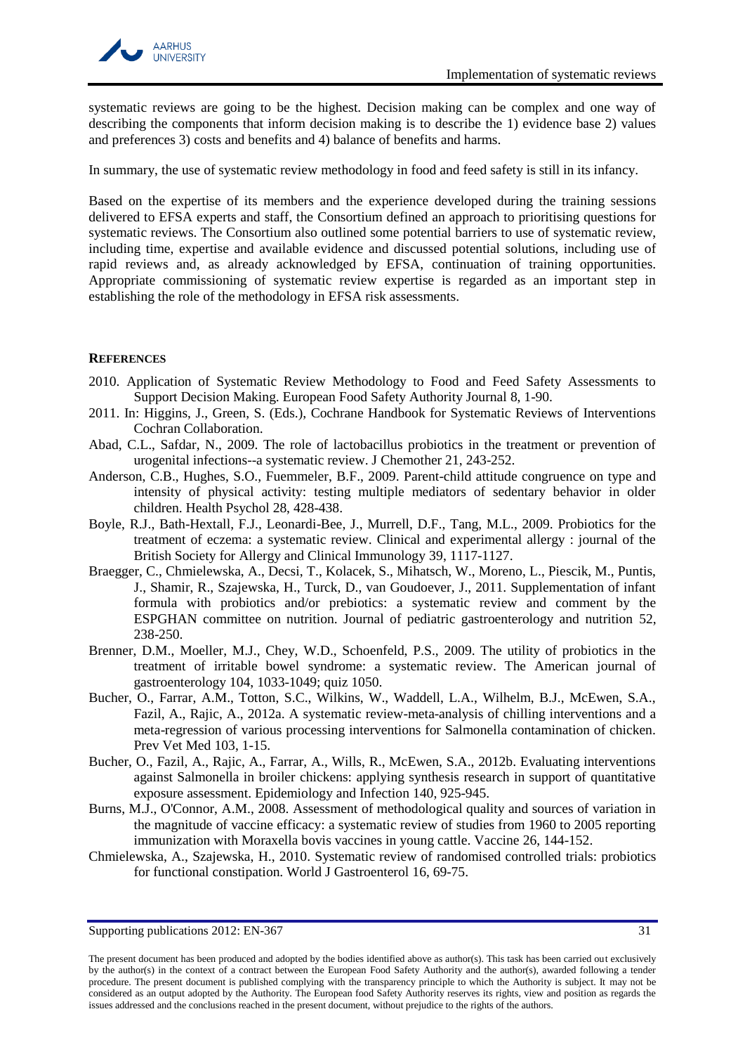systematic reviews are going to be the highest. Decision making can be complex and one way of describing the components that inform decision making is to describe the 1) evidence base 2) values and preferences 3) costs and benefits and 4) balance of benefits and harms.

In summary, the use of systematic review methodology in food and feed safety is still in its infancy.

Based on the expertise of its members and the experience developed during the training sessions delivered to EFSA experts and staff, the Consortium defined an approach to prioritising questions for systematic reviews. The Consortium also outlined some potential barriers to use of systematic review, including time, expertise and available evidence and discussed potential solutions, including use of rapid reviews and, as already acknowledged by EFSA, continuation of training opportunities. Appropriate commissioning of systematic review expertise is regarded as an important step in establishing the role of the methodology in EFSA risk assessments.

## REFERENCES

2010. Application of Systematic Review Methodology to Food and Feed Safety Assessments to Support Decision Making. European Food Safety Authority Journal 8, 1-90.

2011. In: Higgins, J., Green, S. (Eds.), Cochrane Handbook for Systematic Reviews of Interventions Cochran Collaboration.

Abad, C.L., Safdar, N., 2009. The role of lactobacillus probiotics in the treatment or prevention of urogenital infections--a systematic review. J Chemother 21, 243-252.

Anderson, C.B., Hughes, S.O., Fuemmeler, B.F., 2009. Parent-child attitude congruence on type and intensity of physical activity: testing multiple mediators of sedentary behavior in older children. Health Psychol 28, 428-438.

Boyle, R.J., Bath-Hextall, F.J., Leonardi-Bee, J., Murrell, D.F., Tang, M.L., 2009. Probiotics for the treatment of eczema: a systematic review. Clinical and experimental allergy : journal of the British Society for Allergy and Clinical Immunology 39, 1117-1127.

Braegger, C., Chmielewska, A., Decsi, T., Kolacek, S., Mihatsch, W., Moreno, L., Piescik, M., Puntis, J., Shamir, R., Szajewska, H., Turck, D., van Goudoever, J., 2011. Supplementation of infant formula with probiotics and/or prebiotics: a systematic review and comment by the ESPGHAN committee on nutrition. Journal of pediatric gastroenterology and nutrition 52, 238-250.

Brenner, D.M., Moeller, M.J., Chey, W.D., Schoenfeld, P.S., 2009. The utility of probiotics in the treatment of irritable bowel syndrome: a systematic review. The American journal of gastroenterology 104, 1033-1049; quiz 1050.

Bucher, O., Farrar, A.M., Totton, S.C., Wilkins, W., Waddell, L.A., Wilhelm, B.J., McEwen, S.A., Fazil, A., Rajic, A., 2012a. A systematic review-meta-analysis of chilling interventions and a meta-regression of various processing interventions for Salmonella contamination of chicken. Prev Vet Med 103, 1-15.

Bucher, O., Fazil, A., Rajic, A., Farrar, A., Wills, R., McEwen, S.A., 2012b. Evaluating interventions against Salmonella in broiler chickens: applying synthesis research in support of quantitative exposure assessment. Epidemiology and Infection 140, 925-945.

Burns, M.J., O'Connor, A.M., 2008. Assessment of methodological quality and sources of variation in the magnitude of vaccine efficacy: a systematic review of studies from 1960 to 2005 reporting immunization with Moraxella bovis vaccines in young cattle. Vaccine 26, 144-152.

Chmielewska, A., Szajewska, H., 2010. Systematic review of randomised controlled trials: probiotics for functional constipation. World J Gastroenterol 16, 69-75.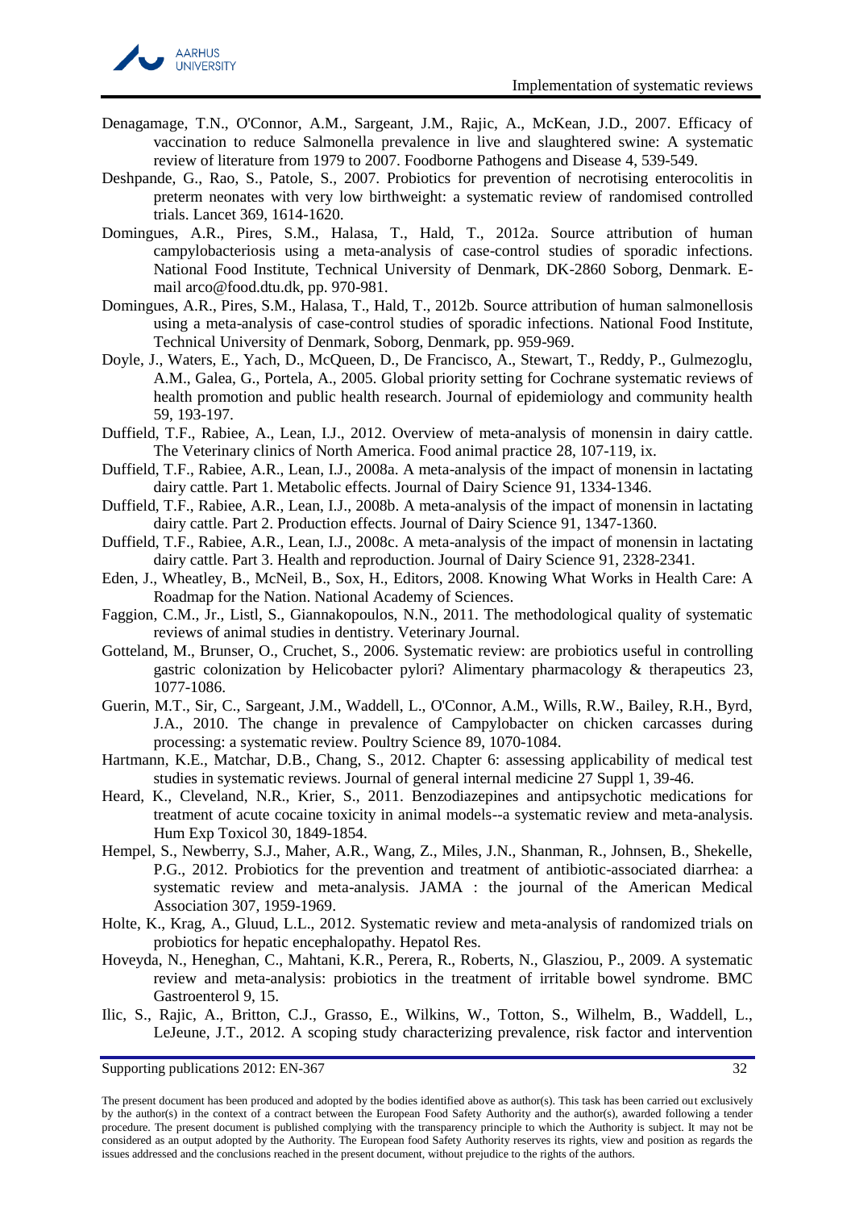Denagamage, T.N., O'Connor, A.M., Sargeant, J.M., Rajic, A., McKean, J.D., 2007. Efficacy of vaccination to reduce Salmonella prevalence in live and slaughtered swine: A systematic review of literature from 1979 to 2007. Foodborne Pathogens and Disease 4, 539-549.

Deshpande, G., Rao, S., Patole, S., 2007. Probiotics for prevention of necrotising enterocolitis in preterm neonates with very low birthweight: a systematic review of randomised controlled trials. Lancet 369, 1614-1620.

Domingues, A.R., Pires, S.M., Halasa, T., Hald, T., 2012a. Source attribution of human campylobacteriosis using a meta-analysis of case-control studies of sporadic infections. National Food Institute, Technical University of Denmark, DK-2860 Soborg, Denmark. E-mail arco@food.dtu.dk, pp. 970-981.

Domingues, A.R., Pires, S.M., Halasa, T., Hald, T., 2012b. Source attribution of human salmonellosis using a meta-analysis of case-control studies of sporadic infections. National Food Institute, Technical University of Denmark, Soborg, Denmark, pp. 959-969.

Doyle, J., Waters, E., Yach, D., McQueen, D., De Francisco, A., Stewart, T., Reddy, P., Gulmezoglu, A.M., Galea, G., Portela, A., 2005. Global priority setting for Cochrane systematic reviews of health promotion and public health research. Journal of epidemiology and community health 59, 193-197.

Duffield, T.F., Rabiee, A., Lean, I.J., 2012. Overview of meta-analysis of monensin in dairy cattle. The Veterinary clinics of North America. Food animal practice 28, 107-119, ix.

Duffield, T.F., Rabiee, A.R., Lean, I.J., 2008a. A meta-analysis of the impact of monensin in lactating dairy cattle. Part 1. Metabolic effects. Journal of Dairy Science 91, 1334-1346.

Duffield, T.F., Rabiee, A.R., Lean, I.J., 2008b. A meta-analysis of the impact of monensin in lactating dairy cattle. Part 2. Production effects. Journal of Dairy Science 91, 1347-1360.

Duffield, T.F., Rabiee, A.R., Lean, I.J., 2008c. A meta-analysis of the impact of monensin in lactating dairy cattle. Part 3. Health and reproduction. Journal of Dairy Science 91, 2328-2341.

Eden, J., Wheatley, B., McNeil, B., Sox, H., Editors, 2008. Knowing What Works in Health Care: A Roadmap for the Nation. National Academy of Sciences.

Faggion, C.M., Jr., Listl, S., Giannakopoulos, N.N., 2011. The methodological quality of systematic reviews of animal studies in dentistry. Veterinary Journal.

Gotteland, M., Brunser, O., Cruchet, S., 2006. Systematic review: are probiotics useful in controlling gastric colonization by Helicobacter pylori? Alimentary pharmacology & therapeutics 23, 1077-1086.

Guerin, M.T., Sir, C., Sargeant, J.M., Waddell, L., O'Connor, A.M., Wills, R.W., Bailey, R.H., Byrd, J.A., 2010. The change in prevalence of Campylobacter on chicken carcasses during processing: a systematic review. Poultry Science 89, 1070-1084.

Hartmann, K.E., Matchar, D.B., Chang, S., 2012. Chapter 6: assessing applicability of medical test studies in systematic reviews. Journal of general internal medicine 27 Suppl 1, 39-46.

Heard, K., Cleveland, N.R., Krier, S., 2011. Benzodiazepines and antipsychotic medications for treatment of acute cocaine toxicity in animal models--a systematic review and meta-analysis. Hum Exp Toxicol 30, 1849-1854.

Hempel, S., Newberry, S.J., Maher, A.R., Wang, Z., Miles, J.N., Shanman, R., Johnsen, B., Shekelle, P.G., 2012. Probiotics for the prevention and treatment of antibiotic-associated diarrhea: a systematic review and meta-analysis. JAMA : the journal of the American Medical Association 307, 1959-1969.

Holte, K., Krag, A., Gluud, L.L., 2012. Systematic review and meta-analysis of randomized trials on probiotics for hepatic encephalopathy. Hepatol Res.

Hoveyda, N., Heneghan, C., Mahtani, K.R., Perera, R., Roberts, N., Glasziou, P., 2009. A systematic review and meta-analysis: probiotics in the treatment of irritable bowel syndrome. BMC Gastroenterol 9, 15.

Ilic, S., Rajic, A., Britton, C.J., Grasso, E., Wilkins, W., Totton, S., Wilhelm, B., Waddell, L., LeJeune, J.T., 2012. A scoping study characterizing prevalence, risk factor and intervention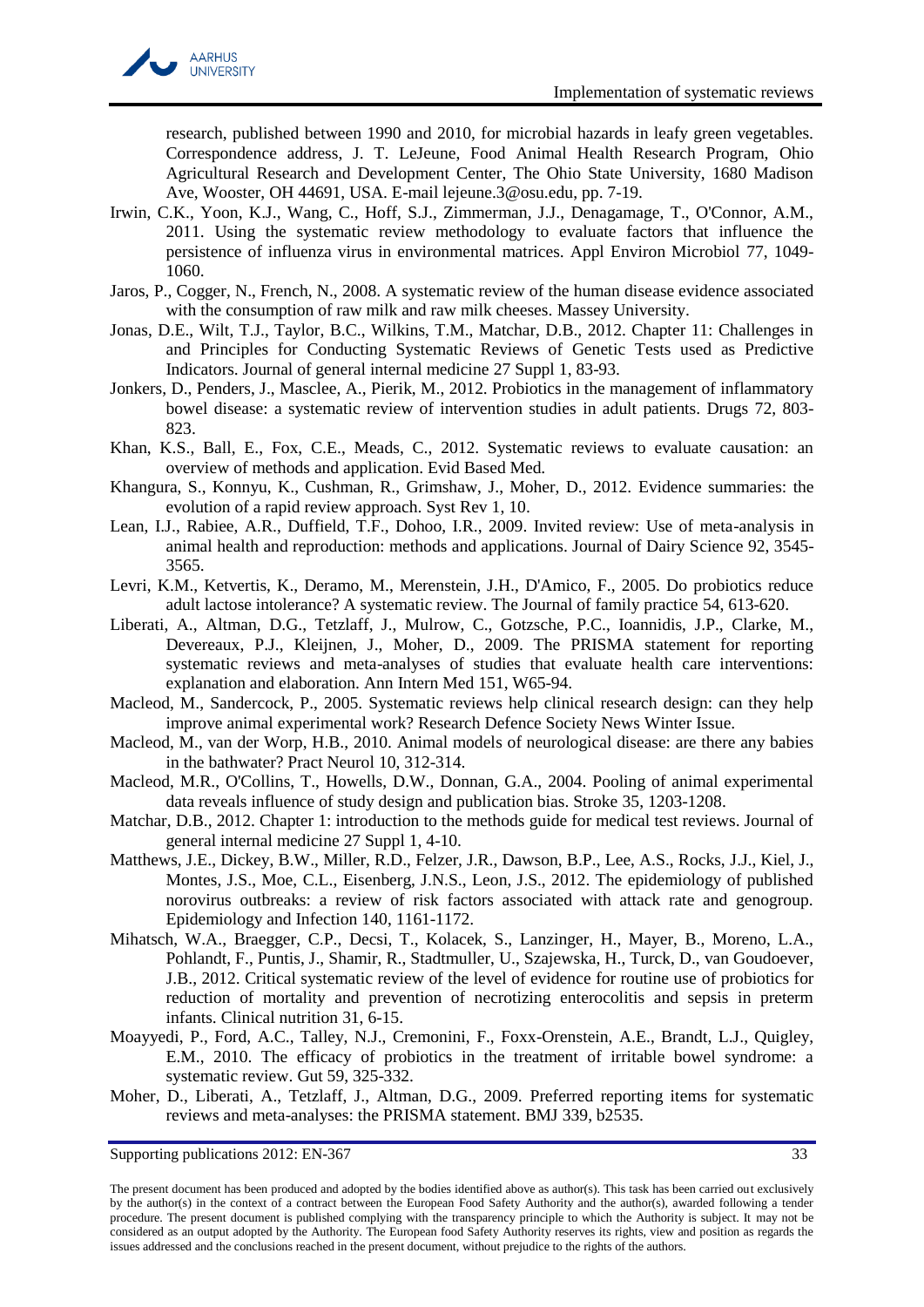research, published between 1990 and 2010, for microbial hazards in leafy green vegetables. Correspondence address, J. T. LeJeune, Food Animal Health Research Program, Ohio Agricultural Research and Development Center, The Ohio State University, 1680 Madison Ave, Wooster, OH 44691, USA. E-mail lejeune.3@osu.edu, pp. 7-19.

Irwin, C.K., Yoon, K.J., Wang, C., Hoff, S.J., Zimmerman, J.J., Denagamage, T., O'Connor, A.M., 2011. Using the systematic review methodology to evaluate factors that influence the persistence of influenza virus in environmental matrices. Appl Environ Microbiol 77, 1049-1060.

Jaros, P., Cogger, N., French, N., 2008. A systematic review of the human disease evidence associated with the consumption of raw milk and raw milk cheeses. Massey University.

Jonas, D.E., Wilt, T.J., Taylor, B.C., Wilkins, T.M., Matchar, D.B., 2012. Chapter 11: Challenges in and Principles for Conducting Systematic Reviews of Genetic Tests used as Predictive Indicators. Journal of general internal medicine 27 Suppl 1, 83-93.

Jonkers, D., Penders, J., Masclee, A., Pierik, M., 2012. Probiotics in the management of inflammatory bowel disease: a systematic review of intervention studies in adult patients. Drugs 72, 803-823.

Khan, K.S., Ball, E., Fox, C.E., Meads, C., 2012. Systematic reviews to evaluate causation: an overview of methods and application. Evid Based Med.

Khangura, S., Konnyu, K., Cushman, R., Grimshaw, J., Moher, D., 2012. Evidence summaries: the evolution of a rapid review approach. Syst Rev 1, 10.

Lean, I.J., Rabiee, A.R., Duffield, T.F., Dohoo, I.R., 2009. Invited review: Use of meta-analysis in animal health and reproduction: methods and applications. Journal of Dairy Science 92, 3545-3565.

Levri, K.M., Ketvertis, K., Deramo, M., Merenstein, J.H., D'Amico, F., 2005. Do probiotics reduce adult lactose intolerance? A systematic review. The Journal of family practice 54, 613-620.

Liberati, A., Altman, D.G., Tetzlaff, J., Mulrow, C., Gotzsche, P.C., Ioannidis, J.P., Clarke, M., Devereaux, P.J., Kleijnen, J., Moher, D., 2009. The PRISMA statement for reporting systematic reviews and meta-analyses of studies that evaluate health care interventions: explanation and elaboration. Ann Intern Med 151, W65-94.

Macleod, M., Sandercock, P., 2005. Systematic reviews help clinical research design: can they help improve animal experimental work? Research Defence Society News Winter Issue.

Macleod, M., van der Worp, H.B., 2010. Animal models of neurological disease: are there any babies in the bathwater? Pract Neurol 10, 312-314.

Macleod, M.R., O'Collins, T., Howells, D.W., Donnan, G.A., 2004. Pooling of animal experimental data reveals influence of study design and publication bias. Stroke 35, 1203-1208.

Matchar, D.B., 2012. Chapter 1: introduction to the methods guide for medical test reviews. Journal of general internal medicine 27 Suppl 1, 4-10.

Matthews, J.E., Dickey, B.W., Miller, R.D., Felzer, J.R., Dawson, B.P., Lee, A.S., Rocks, J.J., Kiel, J., Montes, J.S., Moe, C.L., Eisenberg, J.N.S., Leon, J.S., 2012. The epidemiology of published norovirus outbreaks: a review of risk factors associated with attack rate and genogroup. Epidemiology and Infection 140, 1161-1172.

Mihatsch, W.A., Braegger, C.P., Decsi, T., Kolacek, S., Lanzinger, H., Mayer, B., Moreno, L.A., Pohlandt, F., Puntis, J., Shamir, R., Stadtmuller, U., Szajewska, H., Turck, D., van Goudoever, J.B., 2012. Critical systematic review of the level of evidence for routine use of probiotics for reduction of mortality and prevention of necrotizing enterocolitis and sepsis in preterm infants. Clinical nutrition 31, 6-15.

Moayyedi, P., Ford, A.C., Talley, N.J., Cremonini, F., Foxx-Orenstein, A.E., Brandt, L.J., Quigley, E.M., 2010. The efficacy of probiotics in the treatment of irritable bowel syndrome: a systematic review. Gut 59, 325-332.

Moher, D., Liberati, A., Tetzlaff, J., Altman, D.G., 2009. Preferred reporting items for systematic reviews and meta-analyses: the PRISMA statement. BMJ 339, b2535.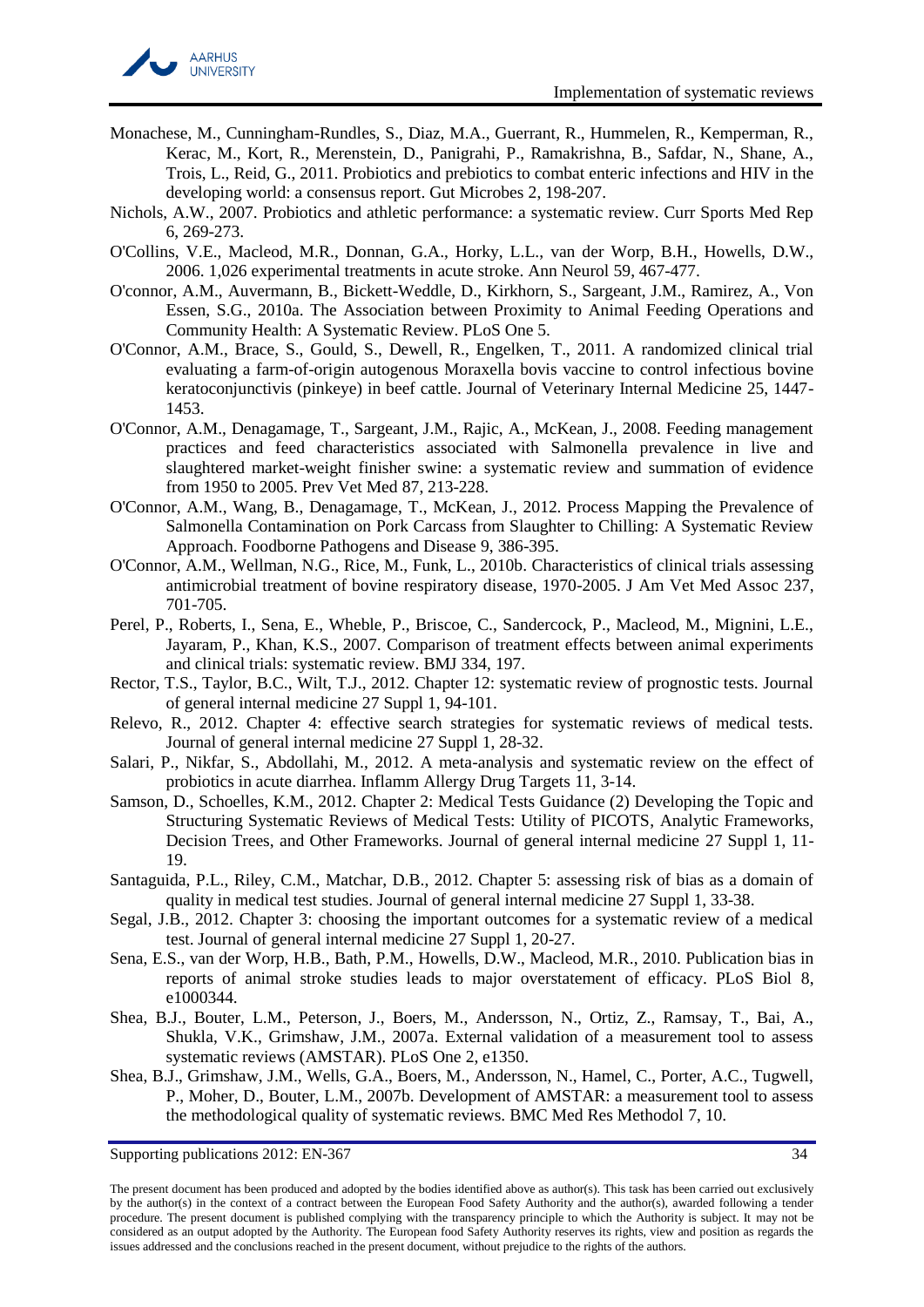Monachese, M., Cunningham-Rundles, S., Diaz, M.A., Guerrant, R., Hummelen, R., Kemperman, R., Kerac, M., Kort, R., Merenstein, D., Panigrahi, P., Ramakrishna, B., Safdar, N., Shane, A., Trois, L., Reid, G., 2011. Probiotics and prebiotics to combat enteric infections and HIV in the developing world: a consensus report. Gut Microbes 2, 198-207.

Nichols, A.W., 2007. Probiotics and athletic performance: a systematic review. Curr Sports Med Rep 6, 269-273.

O'Collins, V.E., Macleod, M.R., Donnan, G.A., Horky, L.L., van der Worp, B.H., Howells, D.W., 2006. 1,026 experimental treatments in acute stroke. Ann Neurol 59, 467-477.

O'connor, A.M., Auvermann, B., Bickett-Weddle, D., Kirkhorn, S., Sargeant, J.M., Ramirez, A., Von Essen, S.G., 2010a. The Association between Proximity to Animal Feeding Operations and Community Health: A Systematic Review. PLoS One 5.

O'Connor, A.M., Brace, S., Gould, S., Dewell, R., Engelken, T., 2011. A randomized clinical trial evaluating a farm-of-origin autogenous Moraxella bovis vaccine to control infectious bovine keratoconjunctivis (pinkeye) in beef cattle. Journal of Veterinary Internal Medicine 25, 1447-1453.

O'Connor, A.M., Denagamage, T., Sargeant, J.M., Rajic, A., McKean, J., 2008. Feeding management practices and feed characteristics associated with Salmonella prevalence in live and slaughtered market-weight finisher swine: a systematic review and summation of evidence from 1950 to 2005. Prev Vet Med 87, 213-228.

O'Connor, A.M., Wang, B., Denagamage, T., McKean, J., 2012. Process Mapping the Prevalence of Salmonella Contamination on Pork Carcass from Slaughter to Chilling: A Systematic Review Approach. Foodborne Pathogens and Disease 9, 386-395.

O'Connor, A.M., Wellman, N.G., Rice, M., Funk, L., 2010b. Characteristics of clinical trials assessing antimicrobial treatment of bovine respiratory disease, 1970-2005. J Am Vet Med Assoc 237, 701-705.

Perel, P., Roberts, I., Sena, E., Wheble, P., Briscoe, C., Sandercock, P., Macleod, M., Mignini, L.E., Jayaram, P., Khan, K.S., 2007. Comparison of treatment effects between animal experiments and clinical trials: systematic review. BMJ 334, 197.

Rector, T.S., Taylor, B.C., Wilt, T.J., 2012. Chapter 12: systematic review of prognostic tests. Journal of general internal medicine 27 Suppl 1, 94-101.

Relevo, R., 2012. Chapter 4: effective search strategies for systematic reviews of medical tests. Journal of general internal medicine 27 Suppl 1, 28-32.

Salari, P., Nikfar, S., Abdollahi, M., 2012. A meta-analysis and systematic review on the effect of probiotics in acute diarrhea. Inflamm Allergy Drug Targets 11, 3-14.

Samson, D., Schoelles, K.M., 2012. Chapter 2: Medical Tests Guidance (2) Developing the Topic and Structuring Systematic Reviews of Medical Tests: Utility of PICOTS, Analytic Frameworks, Decision Trees, and Other Frameworks. Journal of general internal medicine 27 Suppl 1, 11-19.

Santaguida, P.L., Riley, C.M., Matchar, D.B., 2012. Chapter 5: assessing risk of bias as a domain of quality in medical test studies. Journal of general internal medicine 27 Suppl 1, 33-38.

Segal, J.B., 2012. Chapter 3: choosing the important outcomes for a systematic review of a medical test. Journal of general internal medicine 27 Suppl 1, 20-27.

Sena, E.S., van der Worp, H.B., Bath, P.M., Howells, D.W., Macleod, M.R., 2010. Publication bias in reports of animal stroke studies leads to major overstatement of efficacy. PLoS Biol 8, e1000344.

Shea, B.J., Bouter, L.M., Peterson, J., Boers, M., Andersson, N., Ortiz, Z., Ramsay, T., Bai, A., Shukla, V.K., Grimshaw, J.M., 2007a. External validation of a measurement tool to assess systematic reviews (AMSTAR). PLoS One 2, e1350.

Shea, B.J., Grimshaw, J.M., Wells, G.A., Boers, M., Andersson, N., Hamel, C., Porter, A.C., Tugwell, P., Moher, D., Bouter, L.M., 2007b. Development of AMSTAR: a measurement tool to assess the methodological quality of systematic reviews. BMC Med Res Methodol 7, 10.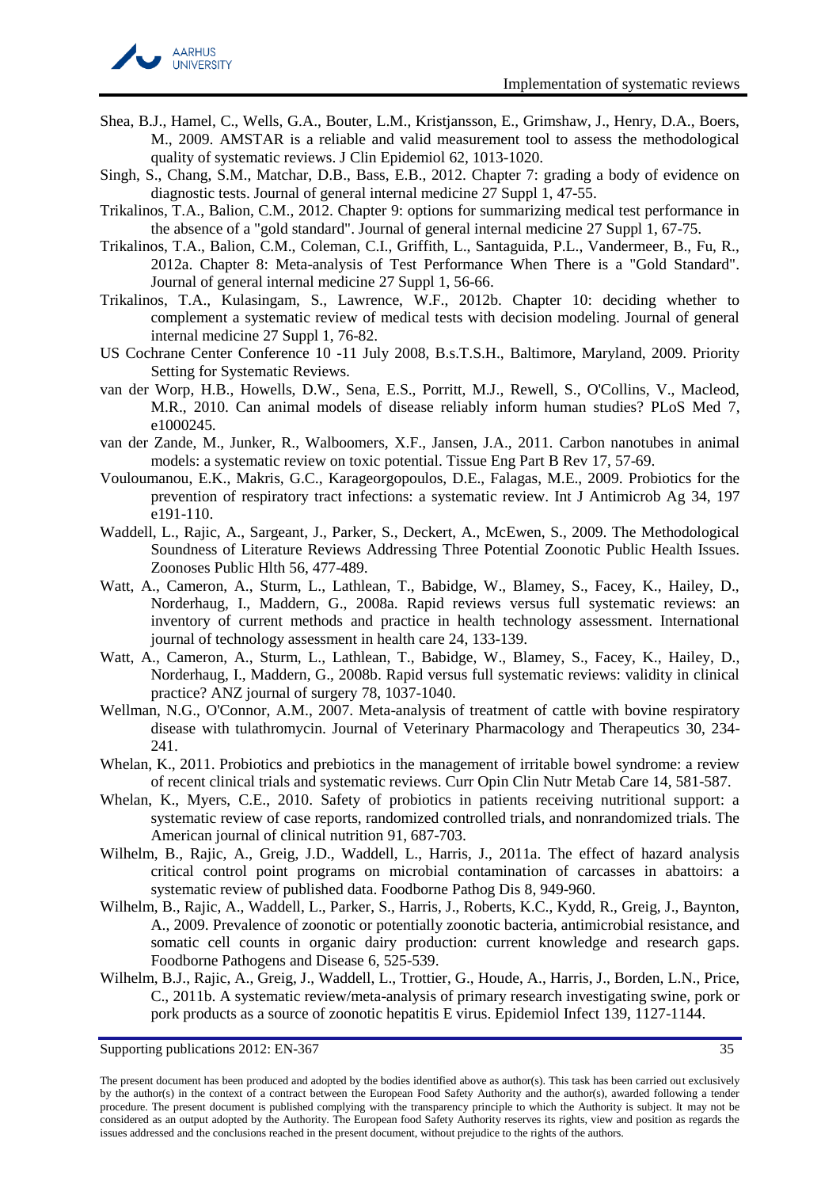Shea, B.J., Hamel, C., Wells, G.A., Bouter, L.M., Kristjansson, E., Grimshaw, J., Henry, D.A., Boers, M., 2009. AMSTAR is a reliable and valid measurement tool to assess the methodological quality of systematic reviews. J Clin Epidemiol 62, 1013-1020.

Singh, S., Chang, S.M., Matchar, D.B., Bass, E.B., 2012. Chapter 7: grading a body of evidence on diagnostic tests. Journal of general internal medicine 27 Suppl 1, 47-55.

Trikalinos, T.A., Balion, C.M., 2012. Chapter 9: options for summarizing medical test performance in the absence of a "gold standard". Journal of general internal medicine 27 Suppl 1, 67-75.

Trikalinos, T.A., Balion, C.M., Coleman, C.I., Griffith, L., Santaguida, P.L., Vandermeer, B., Fu, R., 2012a. Chapter 8: Meta-analysis of Test Performance When There is a "Gold Standard". Journal of general internal medicine 27 Suppl 1, 56-66.

Trikalinos, T.A., Kulasingam, S., Lawrence, W.F., 2012b. Chapter 10: deciding whether to complement a systematic review of medical tests with decision modeling. Journal of general internal medicine 27 Suppl 1, 76-82.

US Cochrane Center Conference 10 -11 July 2008, B.s.T.S.H., Baltimore, Maryland, 2009. Priority Setting for Systematic Reviews.

van der Worp, H.B., Howells, D.W., Sena, E.S., Porritt, M.J., Rewell, S., O'Collins, V., Macleod, M.R., 2010. Can animal models of disease reliably inform human studies? PLoS Med 7, e1000245.

van der Zande, M., Junker, R., Walboomers, X.F., Jansen, J.A., 2011. Carbon nanotubes in animal models: a systematic review on toxic potential. Tissue Eng Part B Rev 17, 57-69.

Vouloumanou, E.K., Makris, G.C., Karageorgopoulos, D.E., Falagas, M.E., 2009. Probiotics for the prevention of respiratory tract infections: a systematic review. Int J Antimicrob Ag 34, 197 e191-110.

Waddell, L., Rajic, A., Sargeant, J., Parker, S., Deckert, A., McEwen, S., 2009. The Methodological Soundness of Literature Reviews Addressing Three Potential Zoonotic Public Health Issues. Zoonoses Public Hlth 56, 477-489.

Watt, A., Cameron, A., Sturm, L., Lathlean, T., Babidge, W., Blamey, S., Facey, K., Hailey, D., Norderhaug, I., Maddern, G., 2008a. Rapid reviews versus full systematic reviews: an inventory of current methods and practice in health technology assessment. International journal of technology assessment in health care 24, 133-139.

Watt, A., Cameron, A., Sturm, L., Lathlean, T., Babidge, W., Blamey, S., Facey, K., Hailey, D., Norderhaug, I., Maddern, G., 2008b. Rapid versus full systematic reviews: validity in clinical practice? ANZ journal of surgery 78, 1037-1040.

Wellman, N.G., O'Connor, A.M., 2007. Meta-analysis of treatment of cattle with bovine respiratory disease with tulathromycin. Journal of Veterinary Pharmacology and Therapeutics 30, 234-241.

Whelan, K., 2011. Probiotics and prebiotics in the management of irritable bowel syndrome: a review of recent clinical trials and systematic reviews. Curr Opin Clin Nutr Metab Care 14, 581-587.

Whelan, K., Myers, C.E., 2010. Safety of probiotics in patients receiving nutritional support: a systematic review of case reports, randomized controlled trials, and nonrandomized trials. The American journal of clinical nutrition 91, 687-703.

Wilhelm, B., Rajic, A., Greig, J.D., Waddell, L., Harris, J., 2011a. The effect of hazard analysis critical control point programs on microbial contamination of carcasses in abattoirs: a systematic review of published data. Foodborne Pathog Dis 8, 949-960.

Wilhelm, B., Rajic, A., Waddell, L., Parker, S., Harris, J., Roberts, K.C., Kydd, R., Greig, J., Baynton, A., 2009. Prevalence of zoonotic or potentially zoonotic bacteria, antimicrobial resistance, and somatic cell counts in organic dairy production: current knowledge and research gaps. Foodborne Pathogens and Disease 6, 525-539.

Wilhelm, B.J., Rajic, A., Greig, J., Waddell, L., Trottier, G., Houde, A., Harris, J., Borden, L.N., Price, C., 2011b. A systematic review/meta-analysis of primary research investigating swine, pork or pork products as a source of zoonotic hepatitis E virus. Epidemiol Infect 139, 1127-1144.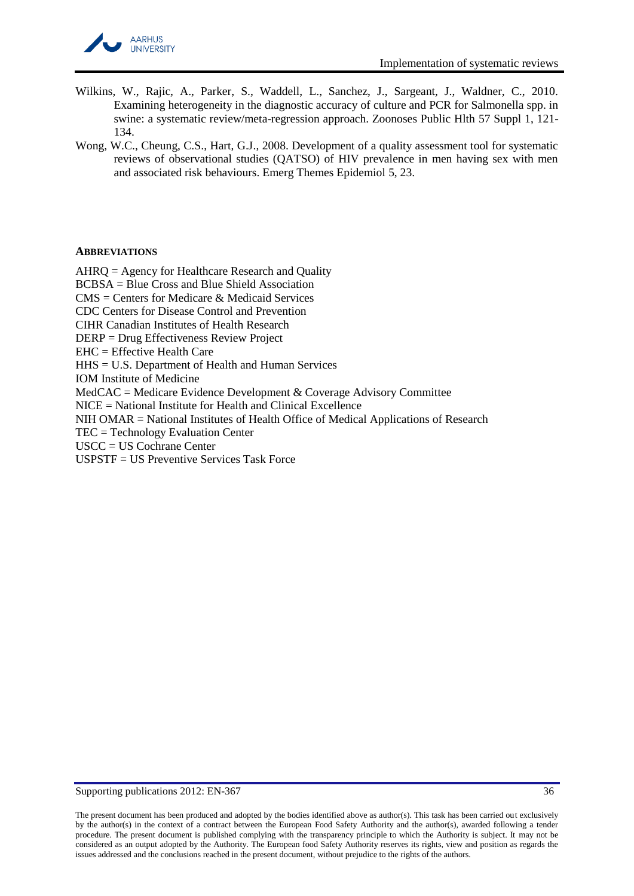Wilkins, W., Rajic, A., Parker, S., Waddell, L., Sanchez, J., Sargeant, J., Waldner, C., 2010. Examining heterogeneity in the diagnostic accuracy of culture and PCR for Salmonella spp. in swine: a systematic review/meta-regression approach. Zoonoses Public Hlth 57 Suppl 1, 121-134.

Wong, W.C., Cheung, C.S., Hart, G.J., 2008. Development of a quality assessment tool for systematic reviews of observational studies (QATSO) of HIV prevalence in men having sex with men and associated risk behaviours. Emerg Themes Epidemiol 5, 23.

**ABBREVIATIONS**

AHRQ = Agency for Healthcare Research and Quality  
BCBSA = Blue Cross and Blue Shield Association  
CMS = Centers for Medicare & Medicaid Services  
CDC Centers for Disease Control and Prevention  
CIHR Canadian Institutes of Health Research  
DERP = Drug Effectiveness Review Project  
EHC = Effective Health Care  
HHS = U.S. Department of Health and Human Services  
IOM Institute of Medicine  
MedCAC = Medicare Evidence Development & Coverage Advisory Committee  
NICE = National Institute for Health and Clinical Excellence  
NIH OMAR = National Institutes of Health Office of Medical Applications of Research  
TEC = Technology Evaluation Center  
USCC = US Cochrane Center  
USPSTF = US Preventive Services Task Force

The present document has been produced and adopted by the bodies identified above as author(s). This task has been carried out exclusively by the author(s) in the context of a contract between the European Food Safety Authority and the author(s), awarded following a tender procedure. The present document is published complying with the transparency principle to which the Authority is subject. It may not be considered as an output adopted by the Authority. The European food Safety Authority reserves its rights, view and position as regards the issues addressed and the conclusions reached in the present document, without prejudice to the rights of the authors.